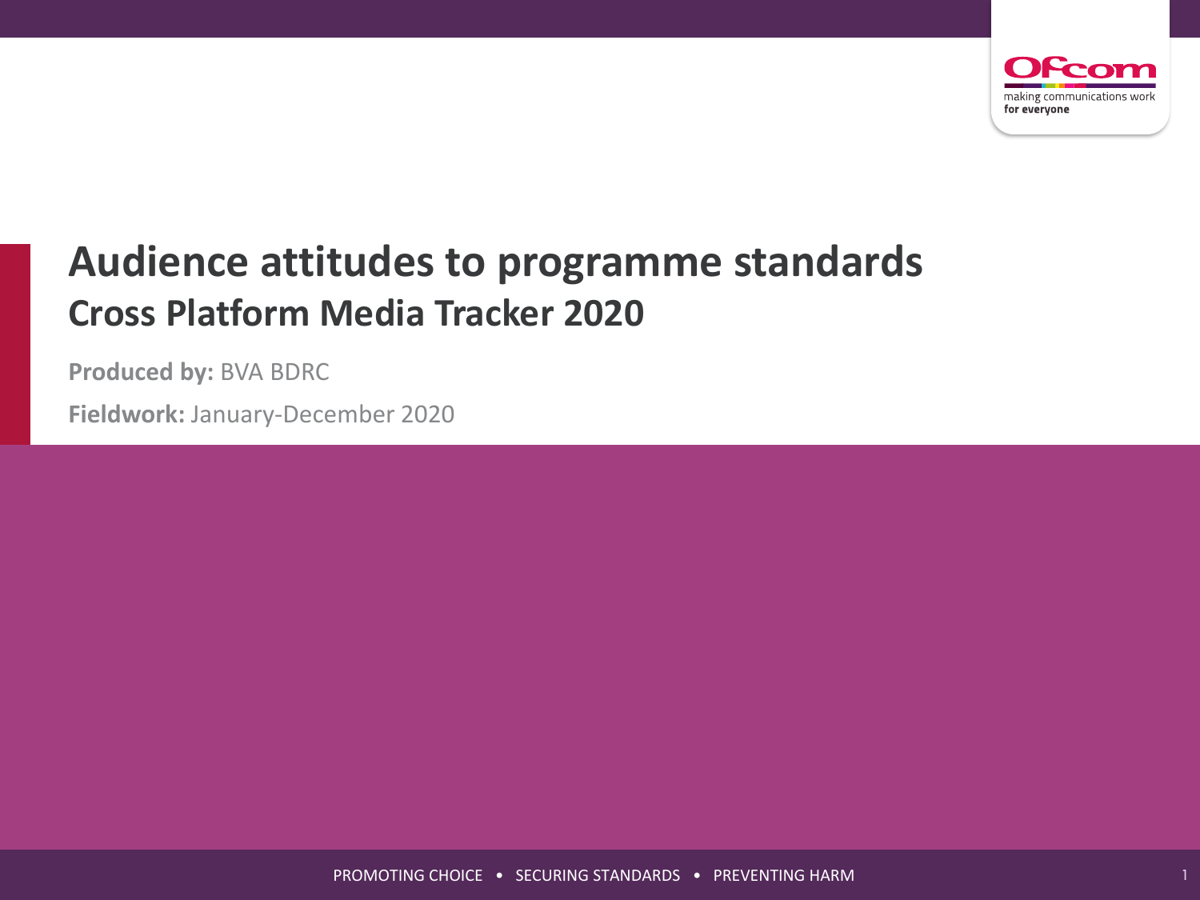# Audience attitudes to programme standards

## Cross Platform Media Tracker 2020

**Produced by:** BVA BDRC

**Fieldwork:** January-December 2020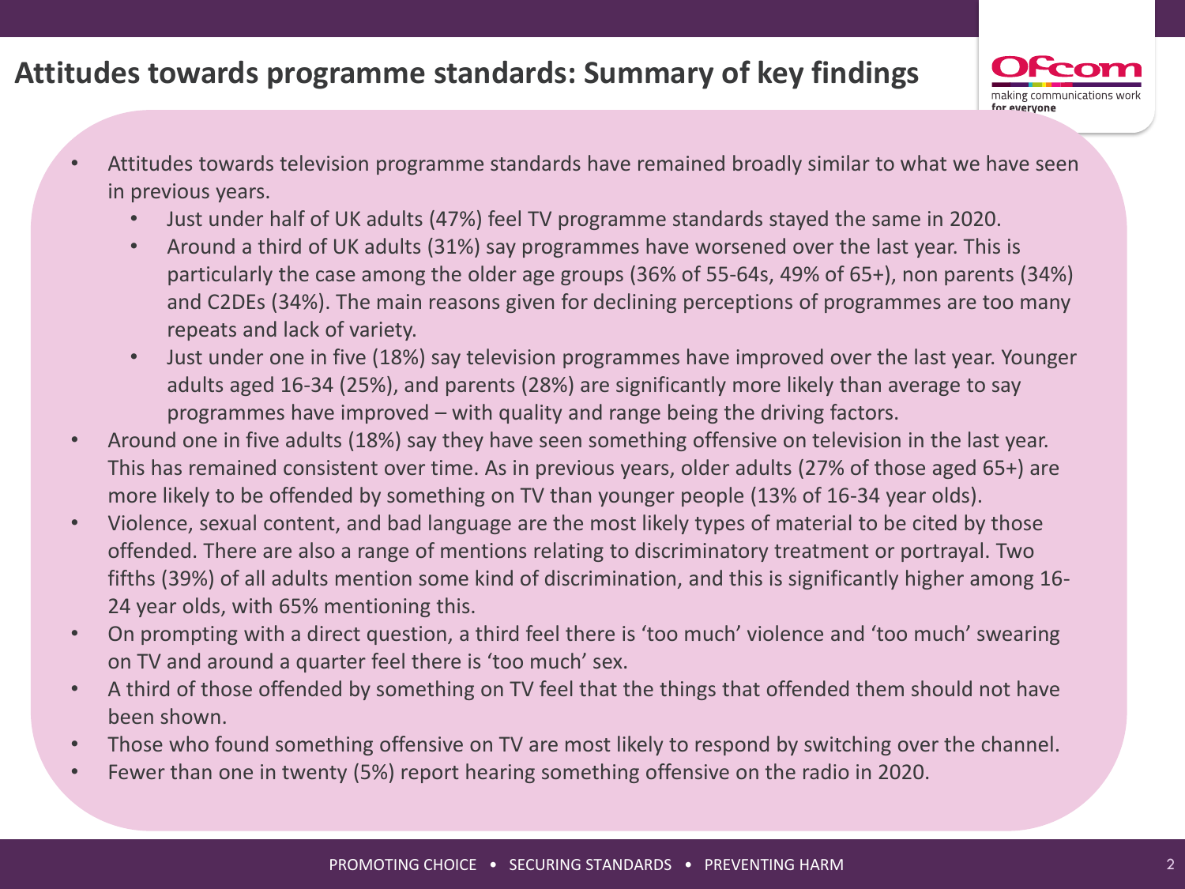# Attitudes towards programme standards: Summary of key findings

- Attitudes towards television programme standards have remained broadly similar to what we have seen in previous years.
  - Just under half of UK adults (47%) feel TV programme standards stayed the same in 2020.
  - Around a third of UK adults (31%) say programmes have worsened over the last year. This is particularly the case among the older age groups (36% of 55-64s, 49% of 65+), non parents (34%) and C2DEs (34%). The main reasons given for declining perceptions of programmes are too many repeats and lack of variety.
  - Just under one in five (18%) say television programmes have improved over the last year. Younger adults aged 16-34 (25%), and parents (28%) are significantly more likely than average to say programmes have improved – with quality and range being the driving factors.
- Around one in five adults (18%) say they have seen something offensive on television in the last year. This has remained consistent over time. As in previous years, older adults (27% of those aged 65+) are more likely to be offended by something on TV than younger people (13% of 16-34 year olds).
- Violence, sexual content, and bad language are the most likely types of material to be cited by those offended. There are also a range of mentions relating to discriminatory treatment or portrayal. Two fifths (39%) of all adults mention some kind of discrimination, and this is significantly higher among 16-24 year olds, with 65% mentioning this.
- On prompting with a direct question, a third feel there is 'too much' violence and 'too much' swearing on TV and around a quarter feel there is 'too much' sex.
- A third of those offended by something on TV feel that the things that offended them should not have been shown.
- Those who found something offensive on TV are most likely to respond by switching over the channel.
- Fewer than one in twenty (5%) report hearing something offensive on the radio in 2020.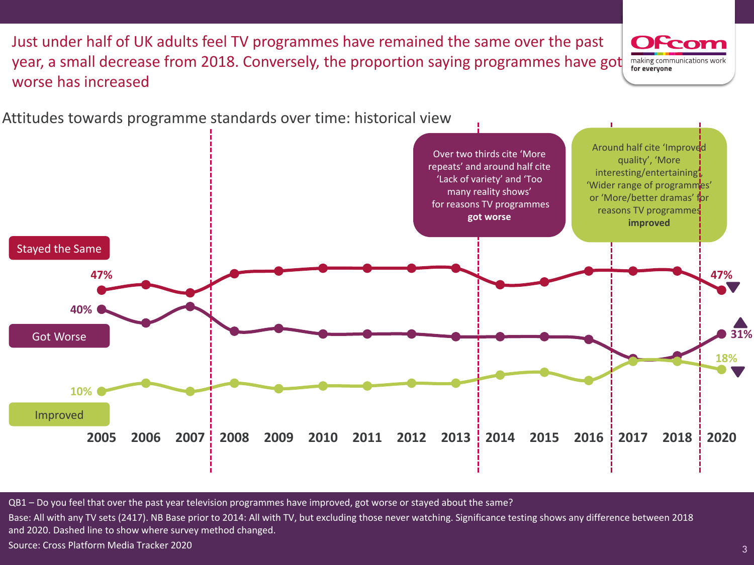# Just under half of UK adults feel TV programmes have remained the same over the past year, a small decrease from 2018. Conversely, the proportion saying programmes have got worse has increased

Attitudes towards programme standards over time: historical view

Over two thirds cite 'More repeats' and around half cite 'Lack of variety' and 'Too many reality shows' for reasons TV programmes **got worse**

Around half cite 'Improved quality', 'More interesting/entertaining', 'Wider range of programmes' or 'More/better dramas' for reasons TV programmes **improved**

Stayed the Same: 47% (2005), 47% (2020) ▼

Got Worse: 40% (2005), 31% (2020) ▲

Improved: 10% (2005), 18% (2020) ▼

2005 2006 2007 2008 2009 2010 2011 2012 2013 2014 2015 2016 2017 2018 2020

QB1 – Do you feel that over the past year television programmes have improved, got worse or stayed about the same?

Base: All with any TV sets (2417). NB Base prior to 2014: All with TV, but excluding those never watching. Significance testing shows any difference between 2018 and 2020. Dashed line to show where survey method changed.

Source: Cross Platform Media Tracker 2020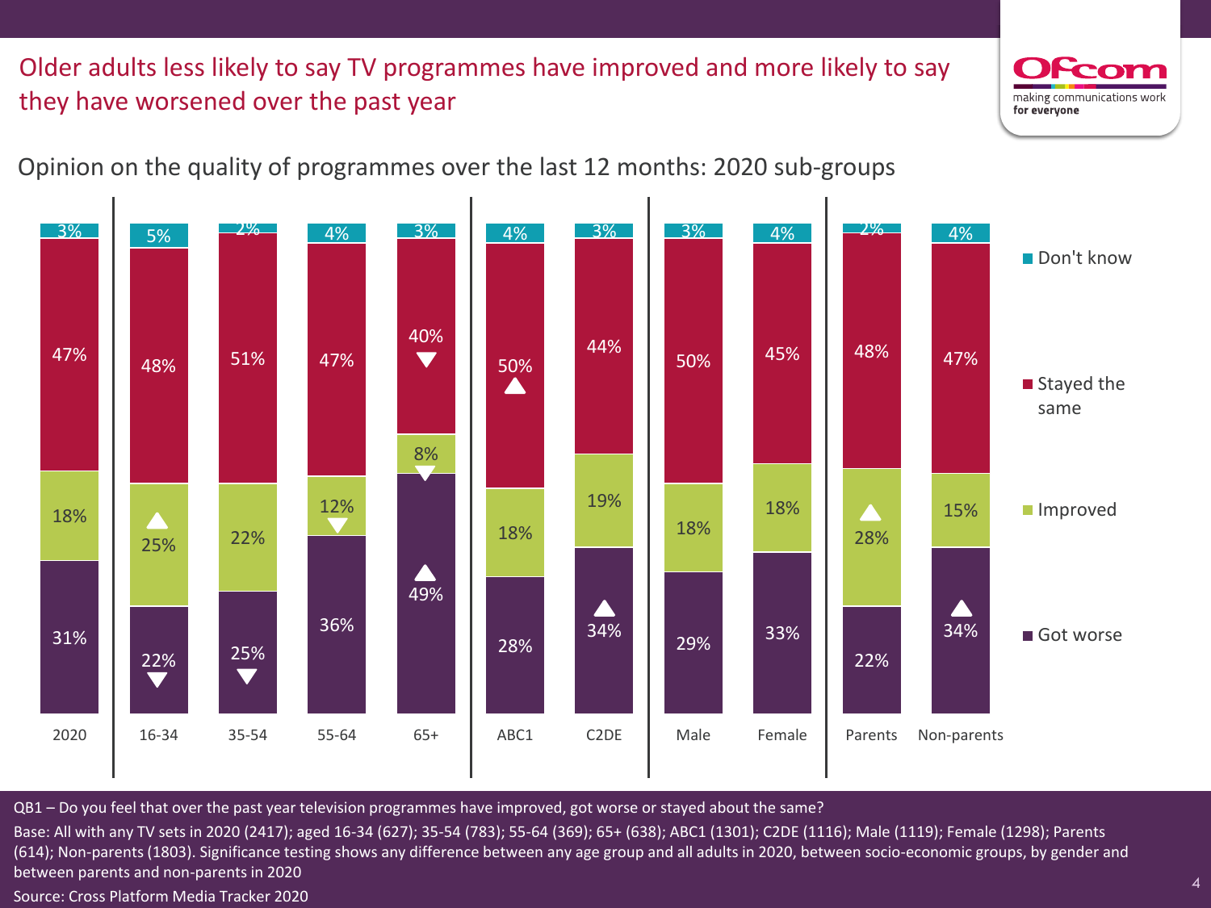# Older adults less likely to say TV programmes have improved and more likely to say they have worsened over the past year

## Opinion on the quality of programmes over the last 12 months: 2020 sub-groups

| | 2020 | 16-34 | 35-54 | 55-64 | 65+ | ABC1 | C2DE | Male | Female | Parents | Non-parents |
|---|---|---|---|---|---|---|---|---|---|---|---|
| Don't know | 3% | 5% | 2% | 4% | 3% | 4% | 3% | 3% | 4% | 2% | 4% |
| Stayed the same | 47% | 48% | 51% | 47% | 40% ▼ | 50% ▲ | 44% | 50% | 45% | 48% | 47% |
| Improved | 18% | 25% ▲ | 22% | 12% ▼ | 8% ▼ | 18% | 19% | 18% | 18% | 28% ▲ | 15% |
| Got worse | 31% | 22% ▼ | 25% ▼ | 36% | 49% ▲ | 28% | 34% ▲ | 29% | 33% | 22% | 34% ▲ |

QB1 – Do you feel that over the past year television programmes have improved, got worse or stayed about the same?

Base: All with any TV sets in 2020 (2417); aged 16-34 (627); 35-54 (783); 55-64 (369); 65+ (638); ABC1 (1301); C2DE (1116); Male (1119); Female (1298); Parents (614); Non-parents (1803). Significance testing shows any difference between any age group and all adults in 2020, between socio-economic groups, by gender and between parents and non-parents in 2020

Source: Cross Platform Media Tracker 2020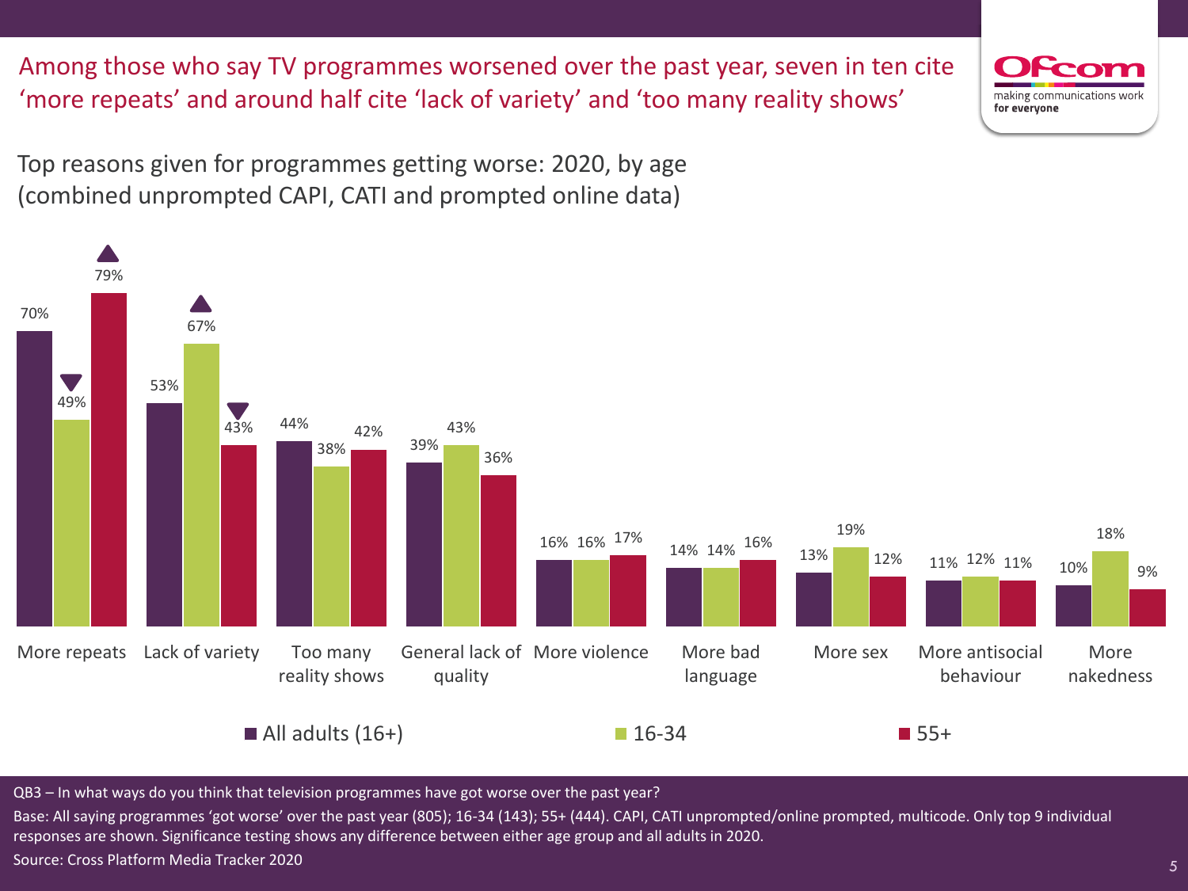# Among those who say TV programmes worsened over the past year, seven in ten cite 'more repeats' and around half cite 'lack of variety' and 'too many reality shows'

Top reasons given for programmes getting worse: 2020, by age (combined unprompted CAPI, CATI and prompted online data)

| | All adults (16+) | 16-34 | 55+ |
|---|---|---|---|
| More repeats | 70% | 49% ▼ | 79% ▲ |
| Lack of variety | 53% | 67% ▲ | 43% ▼ |
| Too many reality shows | 44% | 38% | 42% |
| General lack of quality | 39% | 43% | 36% |
| More violence | 16% | 16% | 17% |
| More bad language | 14% | 14% | 16% |
| More sex | 13% | 19% | 12% |
| More antisocial behaviour | 11% | 12% | 11% |
| More nakedness | 10% | 18% | 9% |

QB3 – In what ways do you think that television programmes have got worse over the past year?

Base: All saying programmes 'got worse' over the past year (805); 16-34 (143); 55+ (444). CAPI, CATI unprompted/online prompted, multicode. Only top 9 individual responses are shown. Significance testing shows any difference between either age group and all adults in 2020.

Source: Cross Platform Media Tracker 2020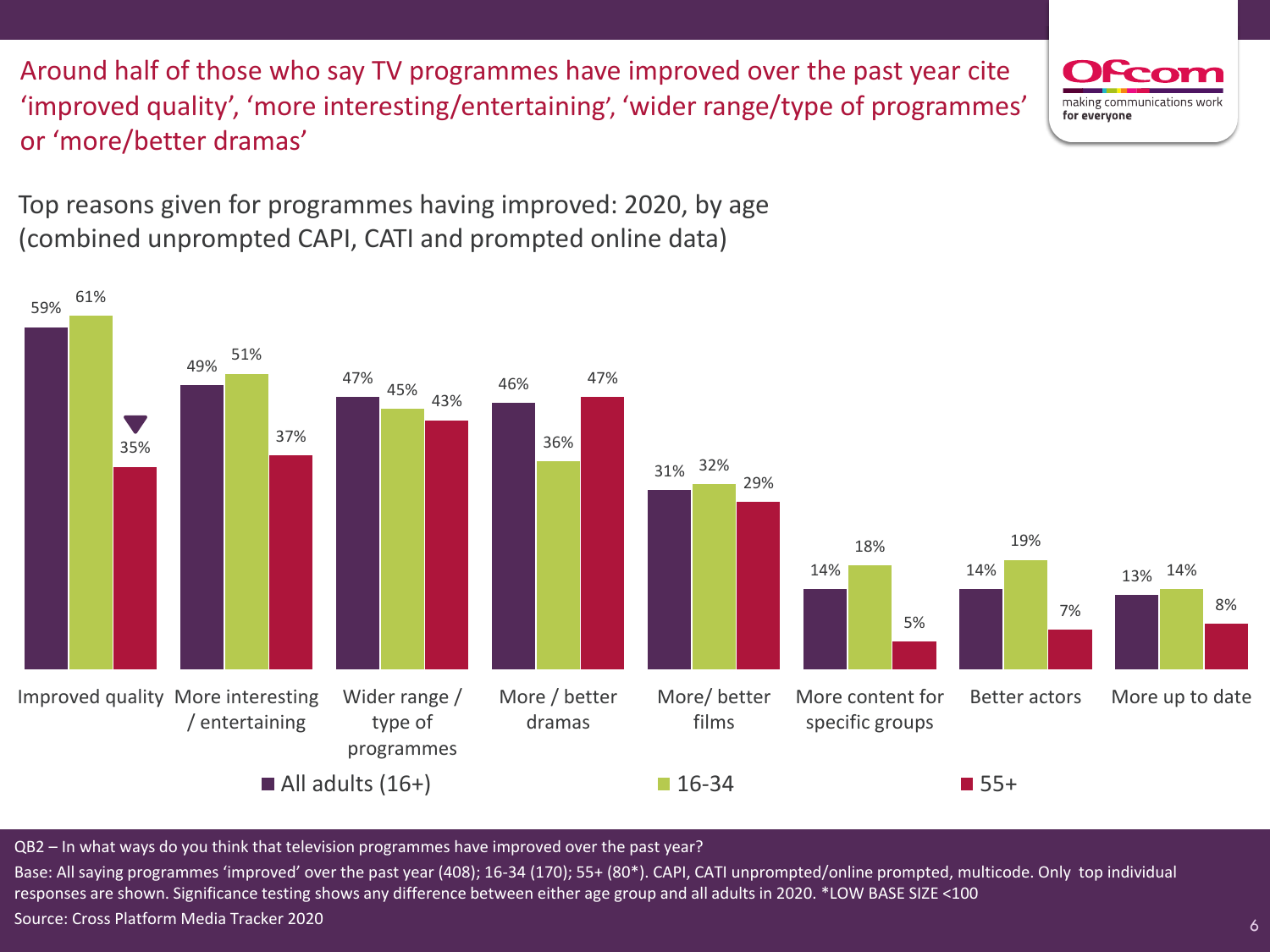# Around half of those who say TV programmes have improved over the past year cite 'improved quality', 'more interesting/entertaining', 'wider range/type of programmes' or 'more/better dramas'

## Top reasons given for programmes having improved: 2020, by age (combined unprompted CAPI, CATI and prompted online data)

| Reason | All adults (16+) | 16-34 | 55+ |
|---|---|---|---|
| Improved quality | 59% | 61% | 35% ▼ |
| More interesting / entertaining | 49% | 51% | 37% |
| Wider range / type of programmes | 47% | 45% | 43% |
| More / better dramas | 46% | 36% | 47% |
| More/ better films | 31% | 32% | 29% |
| More content for specific groups | 14% | 18% | 5% |
| Better actors | 14% | 19% | 7% |
| More up to date | 13% | 14% | 8% |

QB2 – In what ways do you think that television programmes have improved over the past year?

Base: All saying programmes 'improved' over the past year (408); 16-34 (170); 55+ (80*). CAPI, CATI unprompted/online prompted, multicode. Only top individual responses are shown. Significance testing shows any difference between either age group and all adults in 2020. *LOW BASE SIZE <100

Source: Cross Platform Media Tracker 2020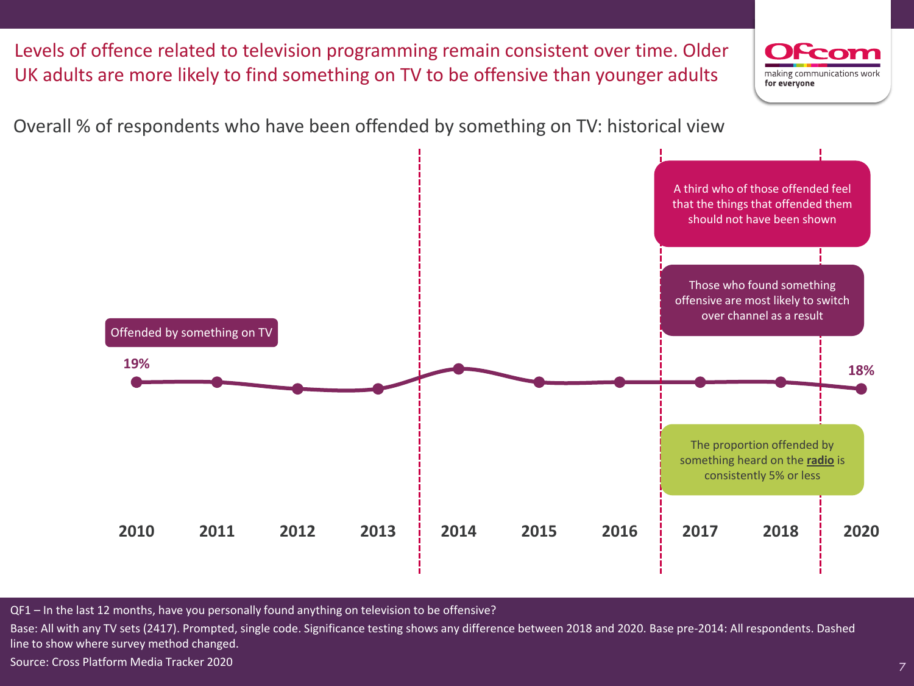# Levels of offence related to television programming remain consistent over time. Older UK adults are more likely to find something on TV to be offensive than younger adults

## Overall % of respondents who have been offended by something on TV: historical view

Offended by something on TV

19%

18%

2010 | 2011 | 2012 | 2013 | 2014 | 2015 | 2016 | 2017 | 2018 | 2020

A third who of those offended feel that the things that offended them should not have been shown

Those who found something offensive are most likely to switch over channel as a result

The proportion offended by something heard on the **radio** is consistently 5% or less

QF1 – In the last 12 months, have you personally found anything on television to be offensive?

Base: All with any TV sets (2417). Prompted, single code. Significance testing shows any difference between 2018 and 2020. Base pre-2014: All respondents. Dashed line to show where survey method changed.

Source: Cross Platform Media Tracker 2020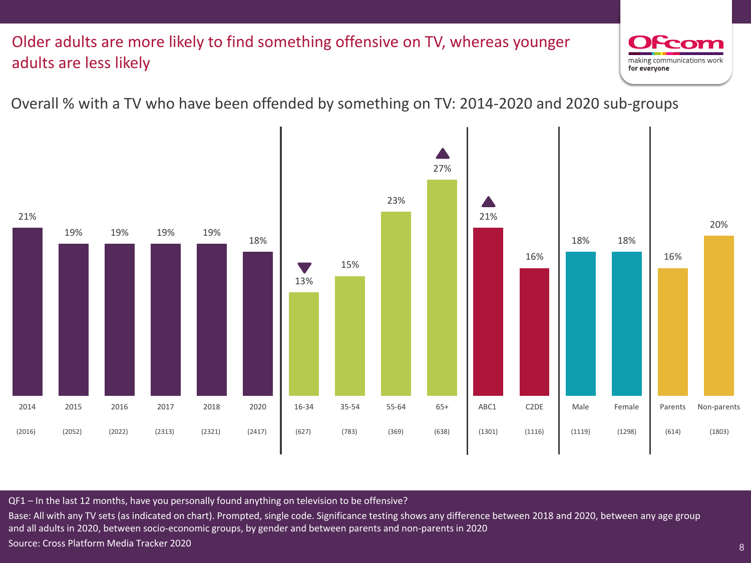# Older adults are more likely to find something offensive on TV, whereas younger adults are less likely

## Overall % with a TV who have been offended by something on TV: 2014-2020 and 2020 sub-groups

| | 2014 | 2015 | 2016 | 2017 | 2018 | 2020 | 16-34 | 35-54 | 55-64 | 65+ | ABC1 | C2DE | Male | Female | Parents | Non-parents |
|---|---|---|---|---|---|---|---|---|---|---|---|---|---|---|---|---|
| % offended | 21% | 19% | 19% | 19% | 19% | 18% | 13% ▼ | 15% | 23% | 27% ▲ | 21% ▲ | 16% | 18% | 18% | 16% | 20% |
| Base | (2016) | (2052) | (2022) | (2313) | (2321) | (2417) | (627) | (783) | (369) | (638) | (1301) | (1116) | (1119) | (1298) | (614) | (1803) |

QF1 – In the last 12 months, have you personally found anything on television to be offensive?

Base: All with any TV sets (as indicated on chart). Prompted, single code. Significance testing shows any difference between 2018 and 2020, between any age group and all adults in 2020, between socio-economic groups, by gender and between parents and non-parents in 2020

Source: Cross Platform Media Tracker 2020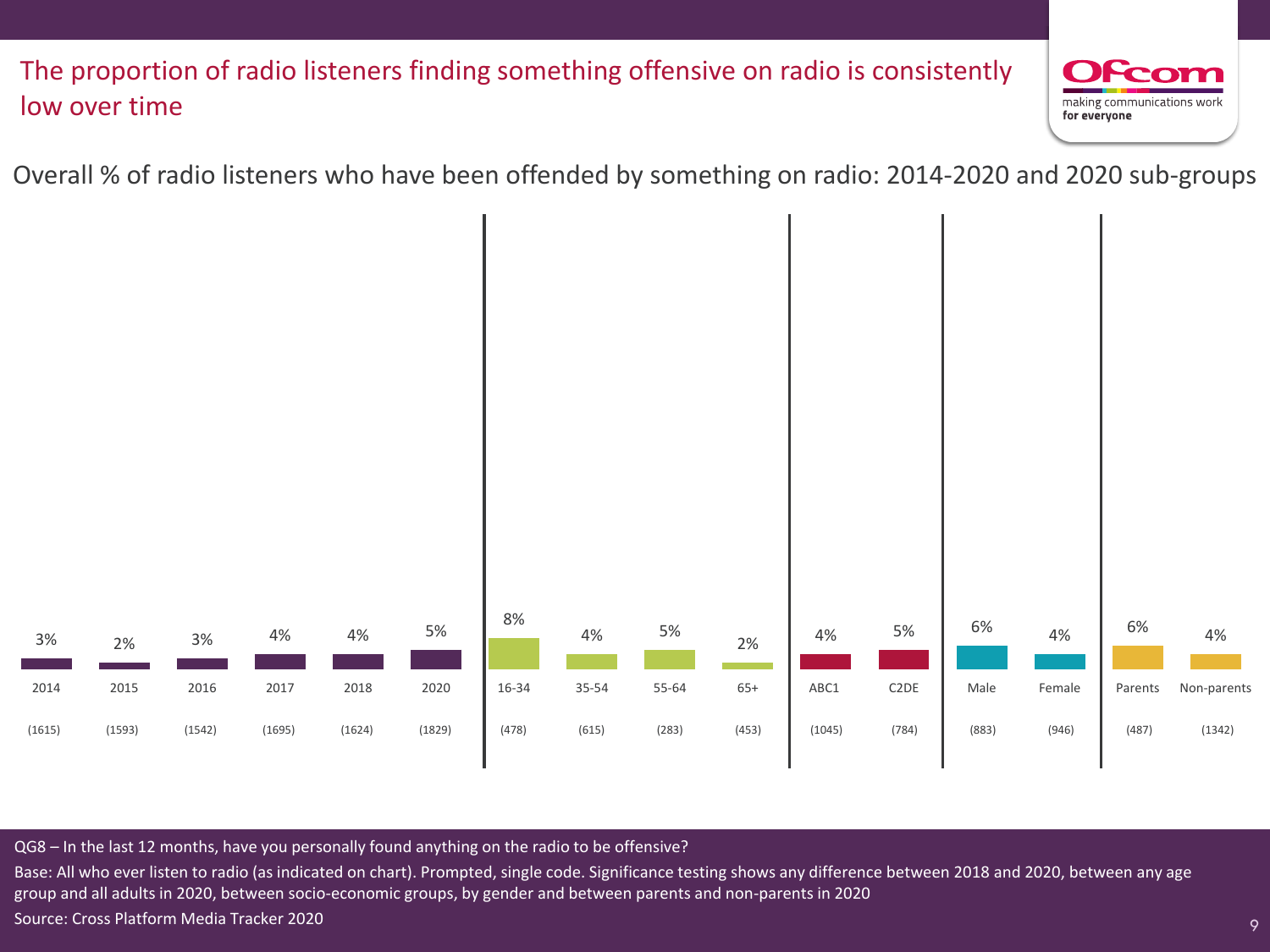# The proportion of radio listeners finding something offensive on radio is consistently low over time

## Overall % of radio listeners who have been offended by something on radio: 2014-2020 and 2020 sub-groups

| | 2014 | 2015 | 2016 | 2017 | 2018 | 2020 | 16-34 | 35-54 | 55-64 | 65+ | ABC1 | C2DE | Male | Female | Parents | Non-parents |
|---|---|---|---|---|---|---|---|---|---|---|---|---|---|---|---|---|
| % offended | 3% | 2% | 3% | 4% | 4% | 5% | 8% | 4% | 5% | 2% | 4% | 5% | 6% | 4% | 6% | 4% |
| Base | (1615) | (1593) | (1542) | (1695) | (1624) | (1829) | (478) | (615) | (283) | (453) | (1045) | (784) | (883) | (946) | (487) | (1342) |

QG8 – In the last 12 months, have you personally found anything on the radio to be offensive?

Base: All who ever listen to radio (as indicated on chart). Prompted, single code. Significance testing shows any difference between 2018 and 2020, between any age group and all adults in 2020, between socio-economic groups, by gender and between parents and non-parents in 2020

Source: Cross Platform Media Tracker 2020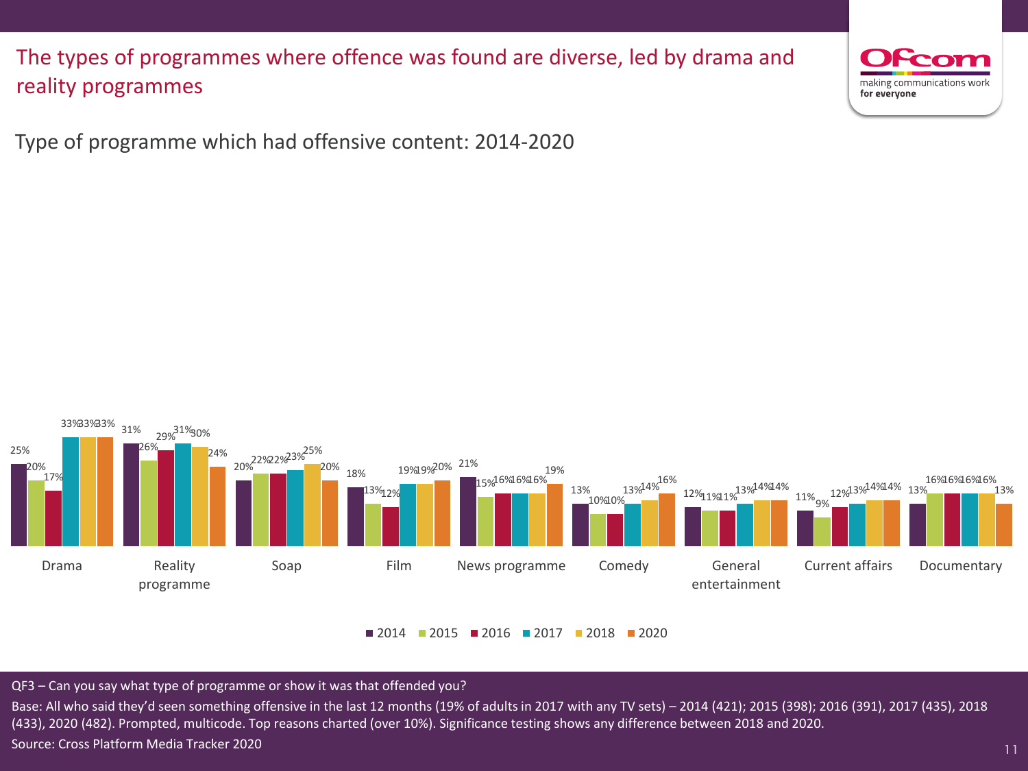# The types of programmes where offence was found are diverse, led by drama and reality programmes

## Type of programme which had offensive content: 2014-2020

| | 2014 | 2015 | 2016 | 2017 | 2018 | 2020 |
|---|---|---|---|---|---|---|
| Drama | 25% | 20% | 17% | 33% | 33% | 33% |
| Reality programme | 31% | 26% | 29% | 31% | 30% | 24% |
| Soap | 20% | 22% | 22% | 23% | 25% | 20% |
| Film | 18% | 13% | 12% | 19% | 19% | 20% |
| News programme | 21% | 15% | 16% | 16% | 16% | 19% |
| Comedy | 13% | 10% | 10% | 13% | 14% | 16% |
| General entertainment | 12% | 11% | 11% | 13% | 14% | 14% |
| Current affairs | 11% | 9% | 12% | 13% | 14% | 14% |
| Documentary | 13% | 16% | 16% | 16% | 16% | 13% |

QF3 – Can you say what type of programme or show it was that offended you?

Base: All who said they'd seen something offensive in the last 12 months (19% of adults in 2017 with any TV sets) – 2014 (421); 2015 (398); 2016 (391), 2017 (435), 2018 (433), 2020 (482). Prompted, multicode. Top reasons charted (over 10%). Significance testing shows any difference between 2018 and 2020.

Source: Cross Platform Media Tracker 2020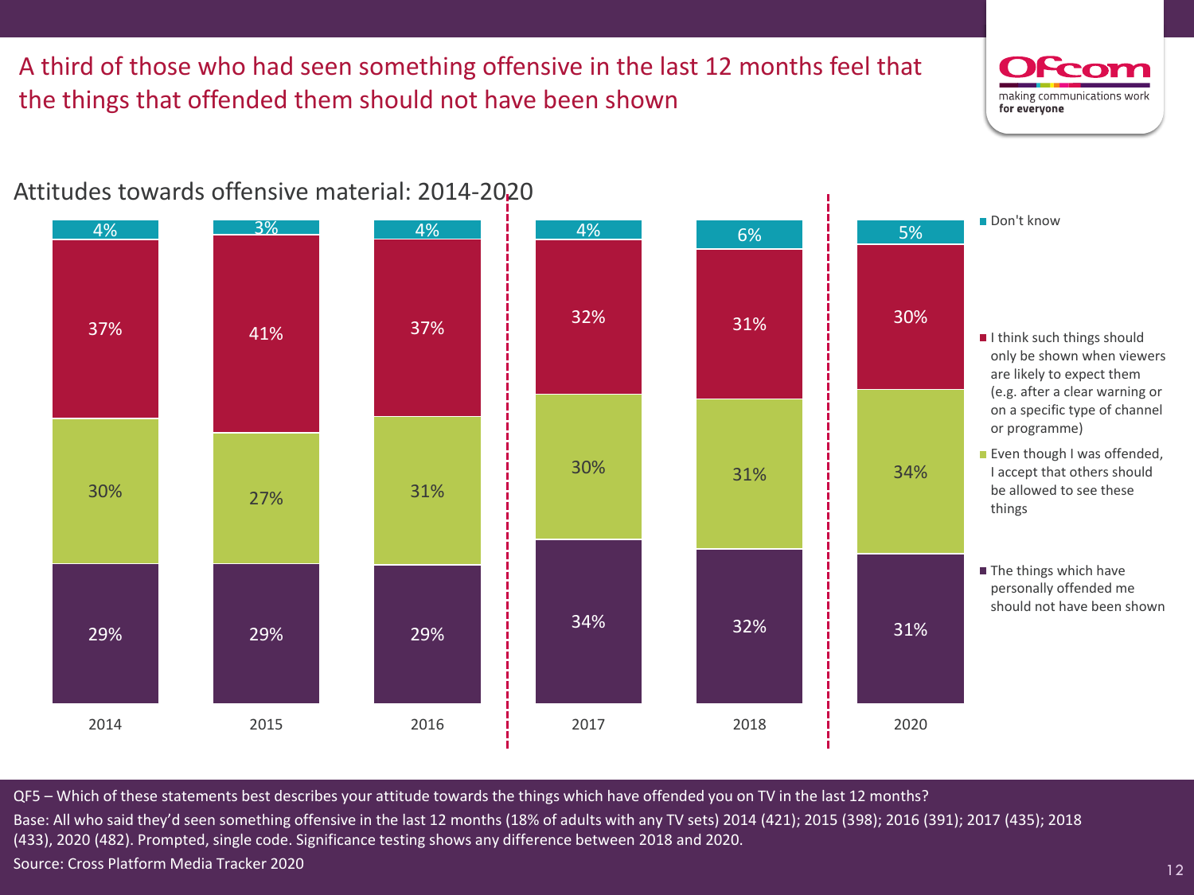# A third of those who had seen something offensive in the last 12 months feel that the things that offended them should not have been shown

## Attitudes towards offensive material: 2014-2020

| | 2014 | 2015 | 2016 | 2017 | 2018 | 2020 |
|---|---|---|---|---|---|---|
| Don't know | 4% | 3% | 4% | 4% | 6% | 5% |
| I think such things should only be shown when viewers are likely to expect them (e.g. after a clear warning or on a specific type of channel or programme) | 37% | 41% | 37% | 32% | 31% | 30% |
| Even though I was offended, I accept that others should be allowed to see these things | 30% | 27% | 31% | 30% | 31% | 34% |
| The things which have personally offended me should not have been shown | 29% | 29% | 29% | 34% | 32% | 31% |

QF5 – Which of these statements best describes your attitude towards the things which have offended you on TV in the last 12 months?

Base: All who said they'd seen something offensive in the last 12 months (18% of adults with any TV sets) 2014 (421); 2015 (398); 2016 (391); 2017 (435); 2018 (433), 2020 (482). Prompted, single code. Significance testing shows any difference between 2018 and 2020.

Source: Cross Platform Media Tracker 2020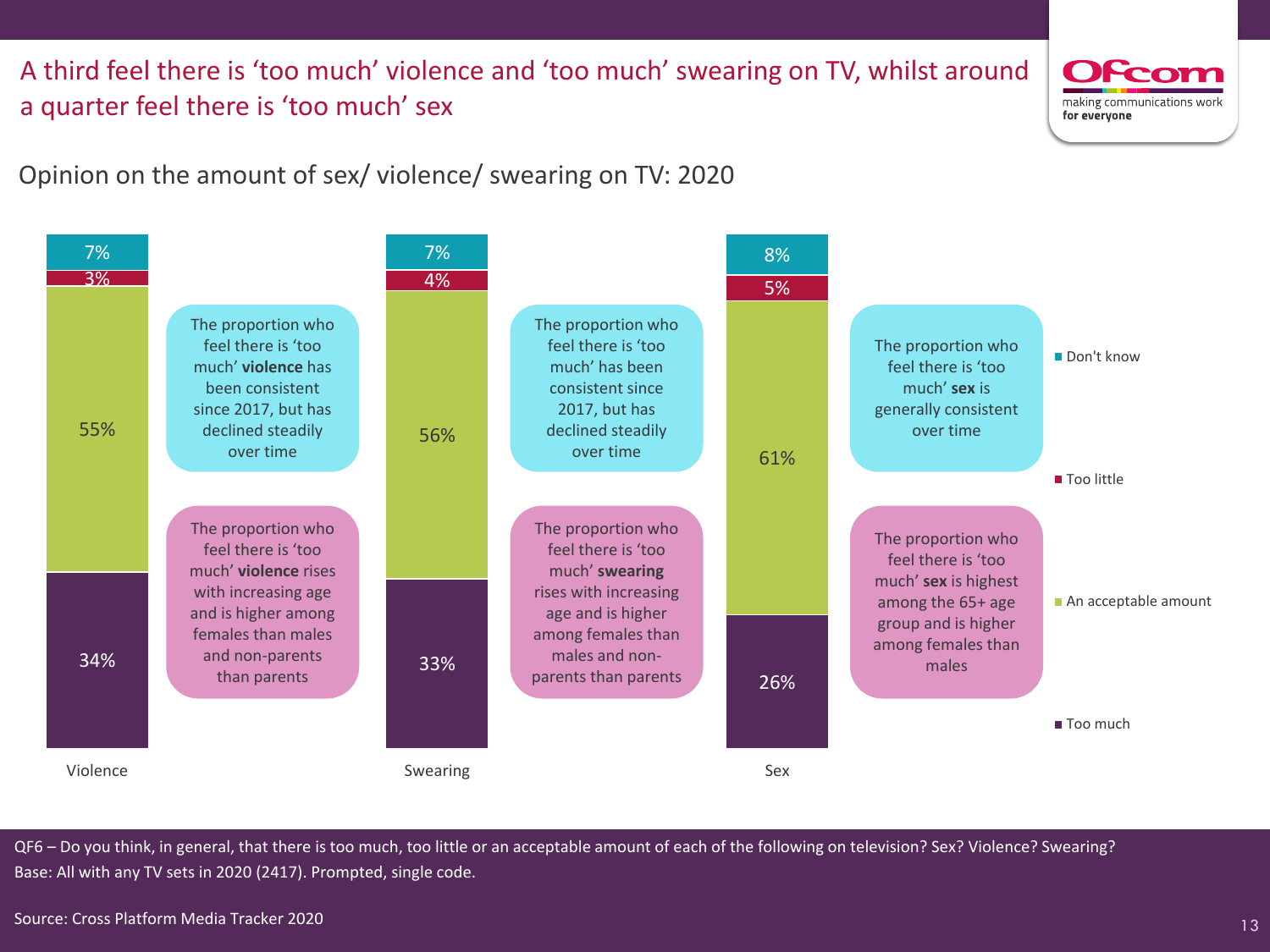# A third feel there is 'too much' violence and 'too much' swearing on TV, whilst around a quarter feel there is 'too much' sex

## Opinion on the amount of sex/ violence/ swearing on TV: 2020

| | Violence | Swearing | Sex |
|---|---|---|---|
| Don't know | 7% | 7% | 8% |
| Too little | 3% | 4% | 5% |
| An acceptable amount | 55% | 56% | 61% |
| Too much | 34% | 33% | 26% |

**Violence**

- The proportion who feel there is 'too much' **violence** has been consistent since 2017, but has declined steadily over time
- The proportion who feel there is 'too much' **violence** rises with increasing age and is higher among females than males and non-parents than parents

**Swearing**

- The proportion who feel there is 'too much' has been consistent since 2017, but has declined steadily over time
- The proportion who feel there is 'too much' **swearing** rises with increasing age and is higher among females than males and non-parents than parents

**Sex**

- The proportion who feel there is 'too much' **sex** is generally consistent over time
- The proportion who feel there is 'too much' **sex** is highest among the 65+ age group and is higher among females than males

QF6 – Do you think, in general, that there is too much, too little or an acceptable amount of each of the following on television? Sex? Violence? Swearing?
Base: All with any TV sets in 2020 (2417). Prompted, single code.

Source: Cross Platform Media Tracker 2020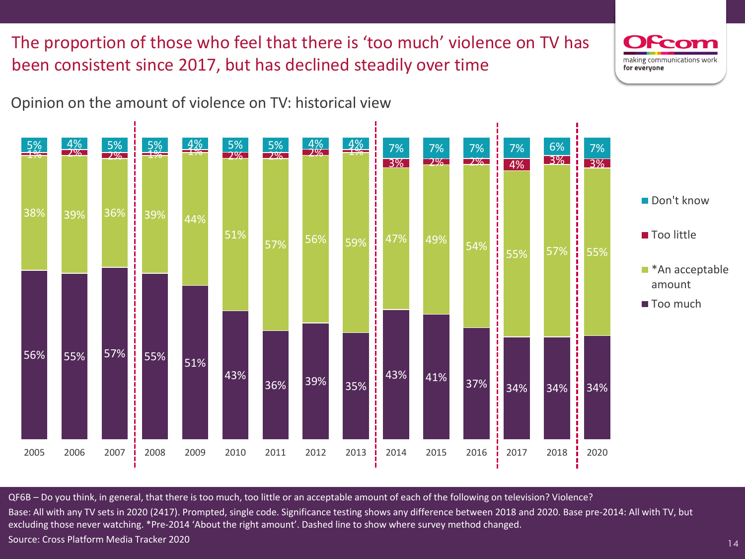# The proportion of those who feel that there is 'too much' violence on TV has been consistent since 2017, but has declined steadily over time

## Opinion on the amount of violence on TV: historical view

| Year | Too much | *An acceptable amount | Too little | Don't know |
|---|---|---|---|---|
| 2005 | 56% | 38% | 1% | 5% |
| 2006 | 55% | 39% | 2% | 4% |
| 2007 | 57% | 36% | 2% | 5% |
| 2008 | 55% | 39% | 1% | 5% |
| 2009 | 51% | 44% | 1% | 4% |
| 2010 | 43% | 51% | 2% | 5% |
| 2011 | 36% | 57% | 2% | 5% |
| 2012 | 39% | 56% | 2% | 4% |
| 2013 | 35% | 59% | 1% | 4% |
| 2014 | 43% | 47% | 3% | 7% |
| 2015 | 41% | 49% | 2% | 7% |
| 2016 | 37% | 54% | 2% | 7% |
| 2017 | 34% | 55% | 4% | 7% |
| 2018 | 34% | 57% | 3% | 6% |
| 2020 | 34% | 55% | 3% | 7% |

QF6B – Do you think, in general, that there is too much, too little or an acceptable amount of each of the following on television? Violence?

Base: All with any TV sets in 2020 (2417). Prompted, single code. Significance testing shows any difference between 2018 and 2020. Base pre-2014: All with TV, but excluding those never watching. *Pre-2014 'About the right amount'. Dashed line to show where survey method changed.

Source: Cross Platform Media Tracker 2020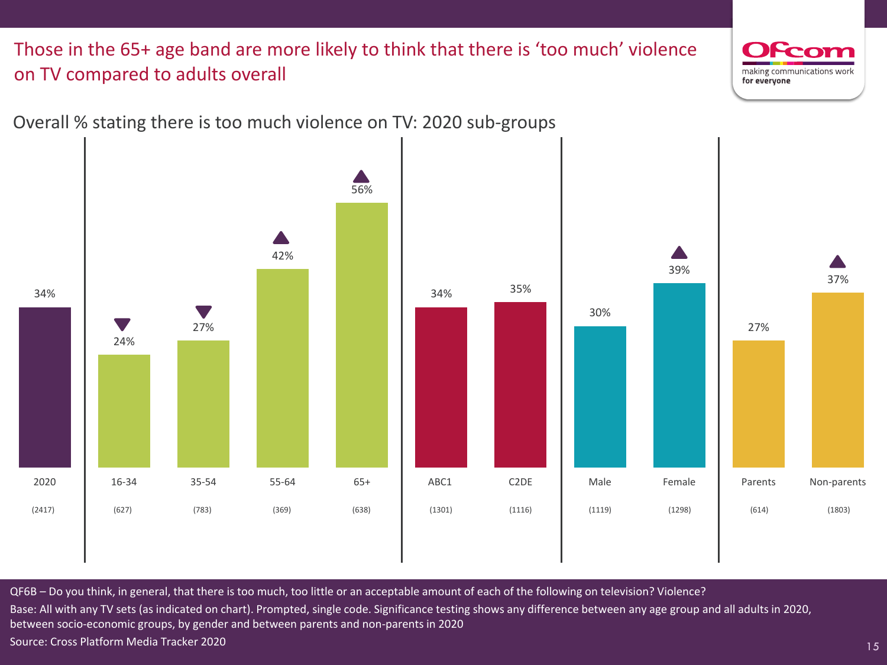# Those in the 65+ age band are more likely to think that there is 'too much' violence on TV compared to adults overall

## Overall % stating there is too much violence on TV: 2020 sub-groups

| Group | % | Base | Significance |
|---|---|---|---|
| 2020 | 34% | (2417) | |
| 16-34 | 24% | (627) | ▼ |
| 35-54 | 27% | (783) | ▼ |
| 55-64 | 42% | (369) | ▲ |
| 65+ | 56% | (638) | ▲ |
| ABC1 | 34% | (1301) | |
| C2DE | 35% | (1116) | |
| Male | 30% | (1119) | |
| Female | 39% | (1298) | ▲ |
| Parents | 27% | (614) | |
| Non-parents | 37% | (1803) | ▲ |

QF6B – Do you think, in general, that there is too much, too little or an acceptable amount of each of the following on television? Violence?

Base: All with any TV sets (as indicated on chart). Prompted, single code. Significance testing shows any difference between any age group and all adults in 2020, between socio-economic groups, by gender and between parents and non-parents in 2020

Source: Cross Platform Media Tracker 2020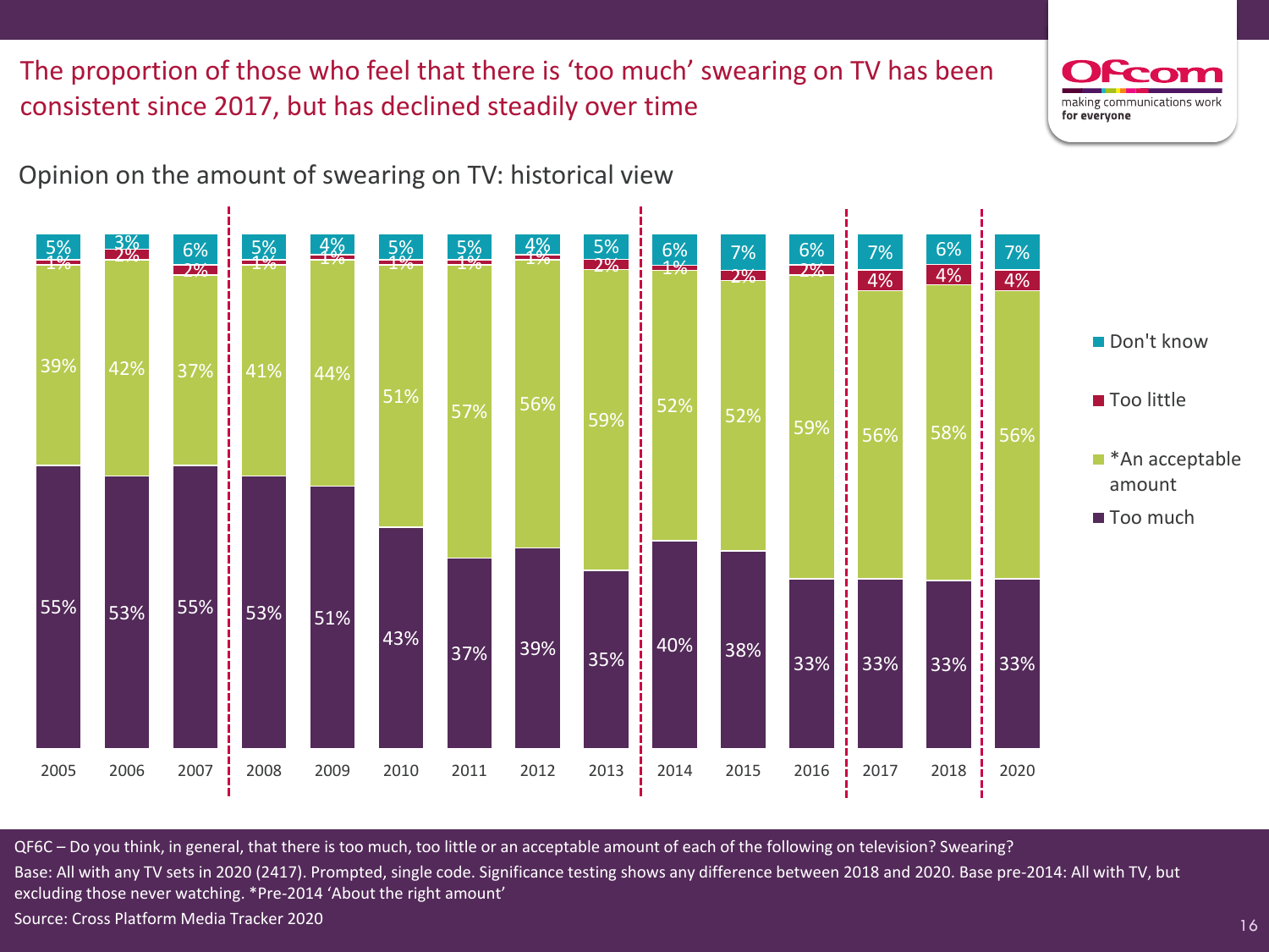# The proportion of those who feel that there is 'too much' swearing on TV has been consistent since 2017, but has declined steadily over time

## Opinion on the amount of swearing on TV: historical view

| Year | Too much | *An acceptable amount | Too little | Don't know |
|---|---|---|---|---|
| 2005 | 55% | 39% | 1% | 5% |
| 2006 | 53% | 42% | 2% | 3% |
| 2007 | 55% | 37% | 2% | 6% |
| 2008 | 53% | 41% | 1% | 5% |
| 2009 | 51% | 44% | 1% | 4% |
| 2010 | 43% | 51% | 1% | 5% |
| 2011 | 37% | 57% | 1% | 5% |
| 2012 | 39% | 56% | 1% | 4% |
| 2013 | 35% | 59% | 2% | 5% |
| 2014 | 40% | 52% | 1% | 6% |
| 2015 | 38% | 52% | 2% | 7% |
| 2016 | 33% | 59% | 2% | 6% |
| 2017 | 33% | 56% | 4% | 7% |
| 2018 | 33% | 58% | 4% | 6% |
| 2020 | 33% | 56% | 4% | 7% |

QF6C – Do you think, in general, that there is too much, too little or an acceptable amount of each of the following on television? Swearing?

Base: All with any TV sets in 2020 (2417). Prompted, single code. Significance testing shows any difference between 2018 and 2020. Base pre-2014: All with TV, but excluding those never watching. *Pre-2014 'About the right amount'

Source: Cross Platform Media Tracker 2020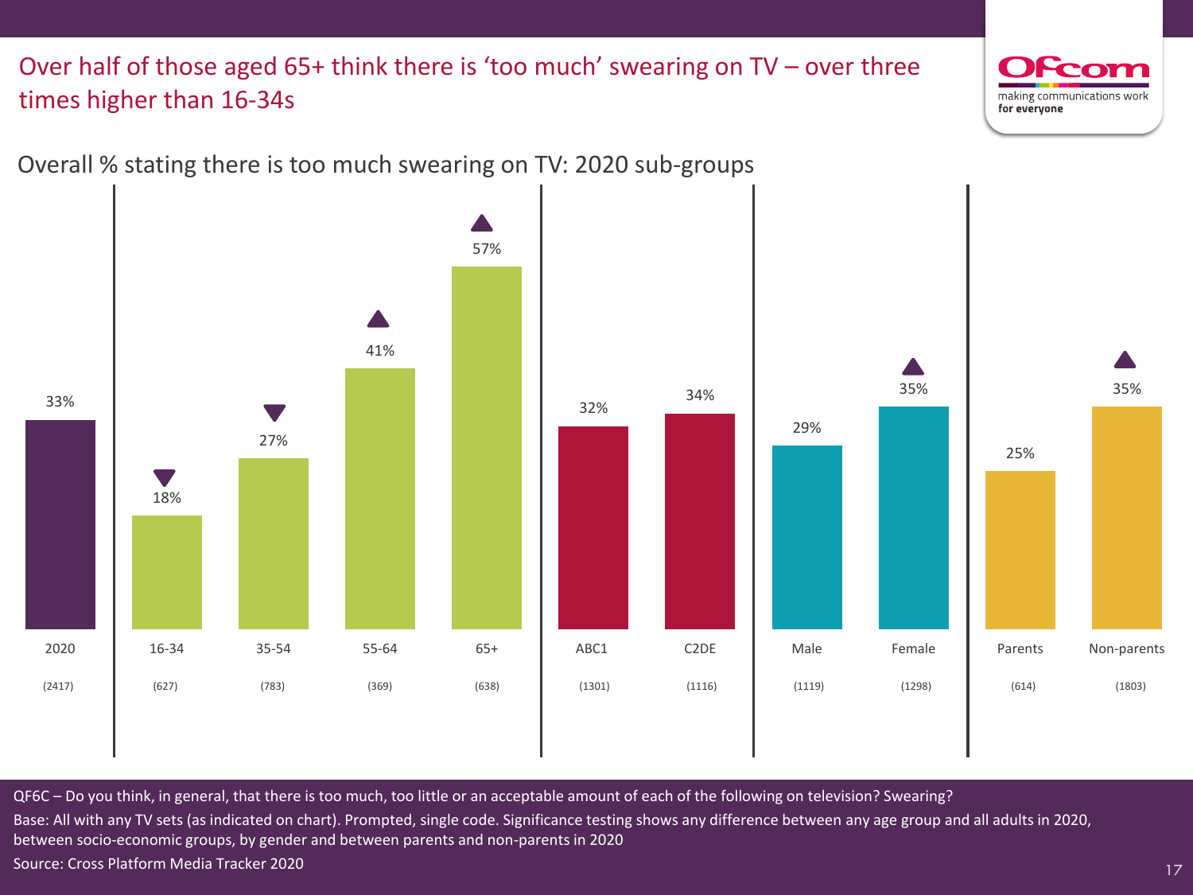# Over half of those aged 65+ think there is 'too much' swearing on TV – over three times higher than 16-34s

Overall % stating there is too much swearing on TV: 2020 sub-groups

| Group | % | Significance | Base |
|---|---|---|---|
| 2020 | 33% | | (2417) |
| 16-34 | 18% | ▼ | (627) |
| 35-54 | 27% | ▼ | (783) |
| 55-64 | 41% | ▲ | (369) |
| 65+ | 57% | ▲ | (638) |
| ABC1 | 32% | | (1301) |
| C2DE | 34% | | (1116) |
| Male | 29% | | (1119) |
| Female | 35% | ▲ | (1298) |
| Parents | 25% | | (614) |
| Non-parents | 35% | ▲ | (1803) |

QF6C – Do you think, in general, that there is too much, too little or an acceptable amount of each of the following on television? Swearing?

Base: All with any TV sets (as indicated on chart). Prompted, single code. Significance testing shows any difference between any age group and all adults in 2020, between socio-economic groups, by gender and between parents and non-parents in 2020

Source: Cross Platform Media Tracker 2020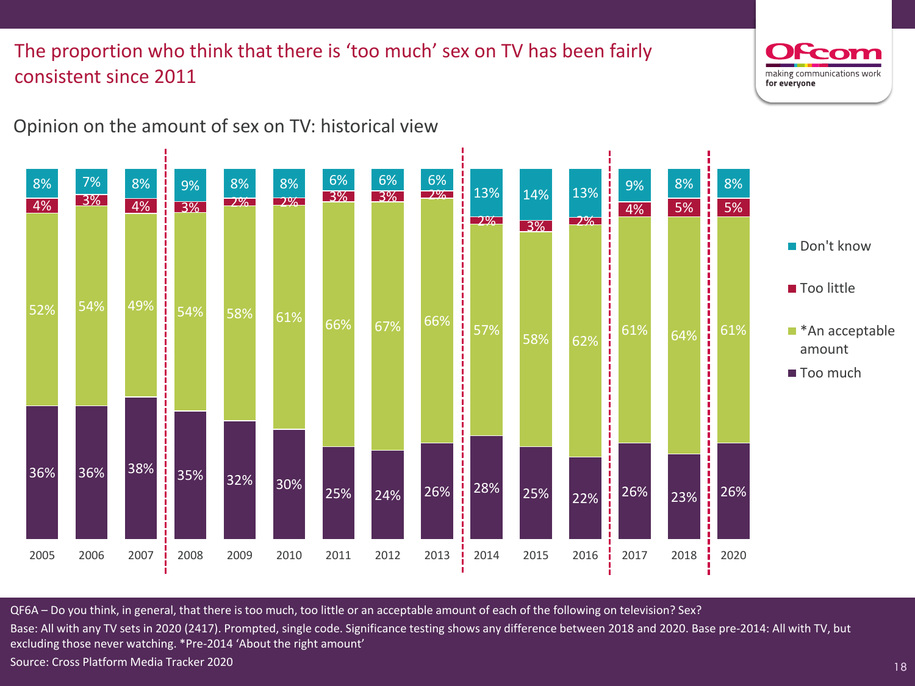# The proportion who think that there is 'too much' sex on TV has been fairly consistent since 2011

## Opinion on the amount of sex on TV: historical view

| Year | Too much | *An acceptable amount | Too little | Don't know |
|---|---|---|---|---|
| 2005 | 36% | 52% | 4% | 8% |
| 2006 | 36% | 54% | 3% | 7% |
| 2007 | 38% | 49% | 4% | 8% |
| 2008 | 35% | 54% | 3% | 9% |
| 2009 | 32% | 58% | 2% | 8% |
| 2010 | 30% | 61% | 2% | 8% |
| 2011 | 25% | 66% | 3% | 6% |
| 2012 | 24% | 67% | 3% | 6% |
| 2013 | 26% | 66% | 2% | 6% |
| 2014 | 28% | 57% | 2% | 13% |
| 2015 | 25% | 58% | 3% | 14% |
| 2016 | 22% | 62% | 2% | 13% |
| 2017 | 26% | 61% | 4% | 9% |
| 2018 | 23% | 64% | 5% | 8% |
| 2020 | 26% | 61% | 5% | 8% |

QF6A – Do you think, in general, that there is too much, too little or an acceptable amount of each of the following on television? Sex?

Base: All with any TV sets in 2020 (2417). Prompted, single code. Significance testing shows any difference between 2018 and 2020. Base pre-2014: All with TV, but excluding those never watching. *Pre-2014 'About the right amount'

Source: Cross Platform Media Tracker 2020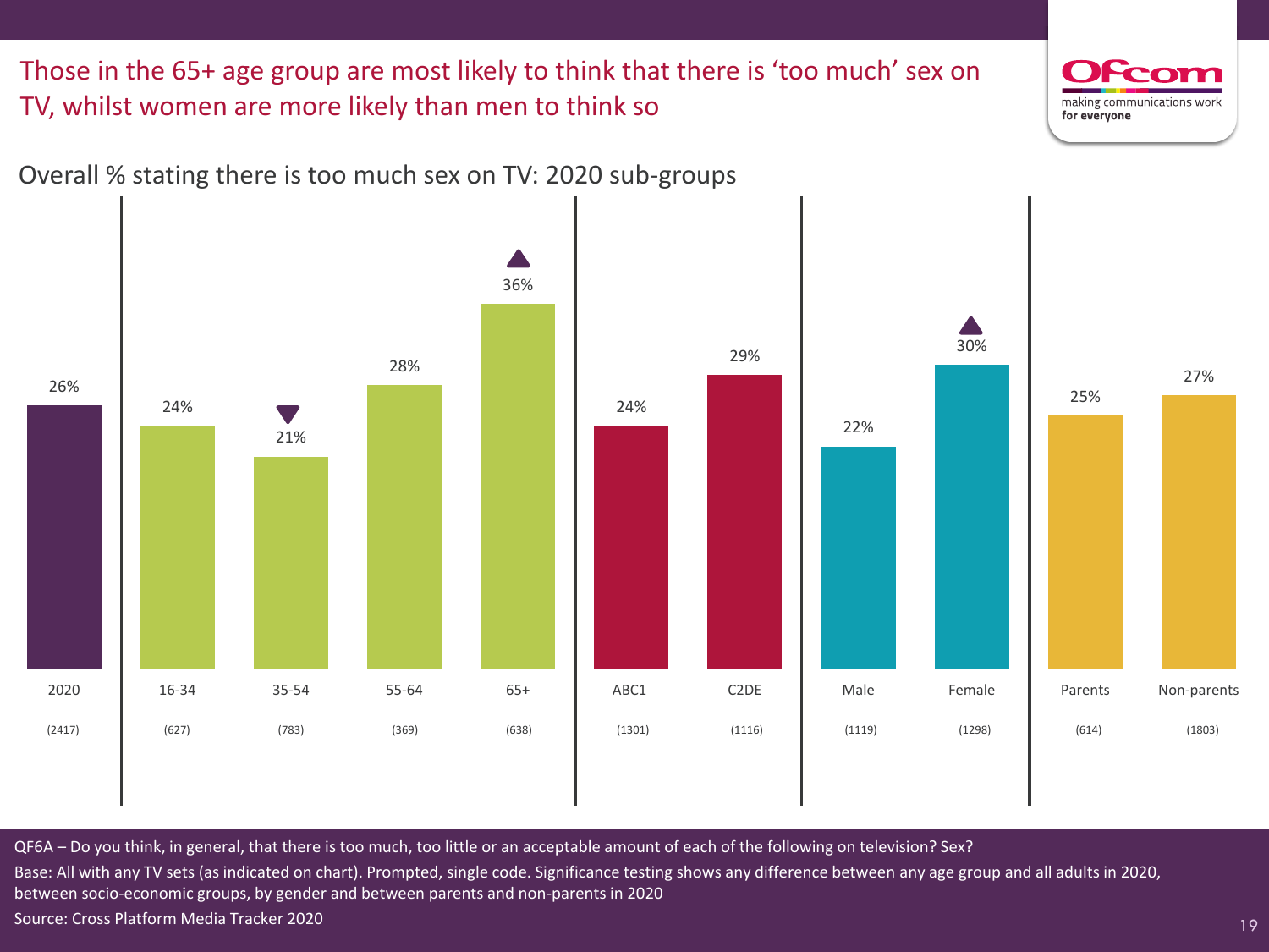# Those in the 65+ age group are most likely to think that there is 'too much' sex on TV, whilst women are more likely than men to think so

Overall % stating there is too much sex on TV: 2020 sub-groups

| Group | % | Base |
|---|---|---|
| 2020 | 26% | (2417) |
| 16-34 | 24% | (627) |
| 35-54 | 21% ▼ | (783) |
| 55-64 | 28% | (369) |
| 65+ | 36% ▲ | (638) |
| ABC1 | 24% | (1301) |
| C2DE | 29% | (1116) |
| Male | 22% | (1119) |
| Female | 30% ▲ | (1298) |
| Parents | 25% | (614) |
| Non-parents | 27% | (1803) |

QF6A – Do you think, in general, that there is too much, too little or an acceptable amount of each of the following on television? Sex?

Base: All with any TV sets (as indicated on chart). Prompted, single code. Significance testing shows any difference between any age group and all adults in 2020, between socio-economic groups, by gender and between parents and non-parents in 2020

Source: Cross Platform Media Tracker 2020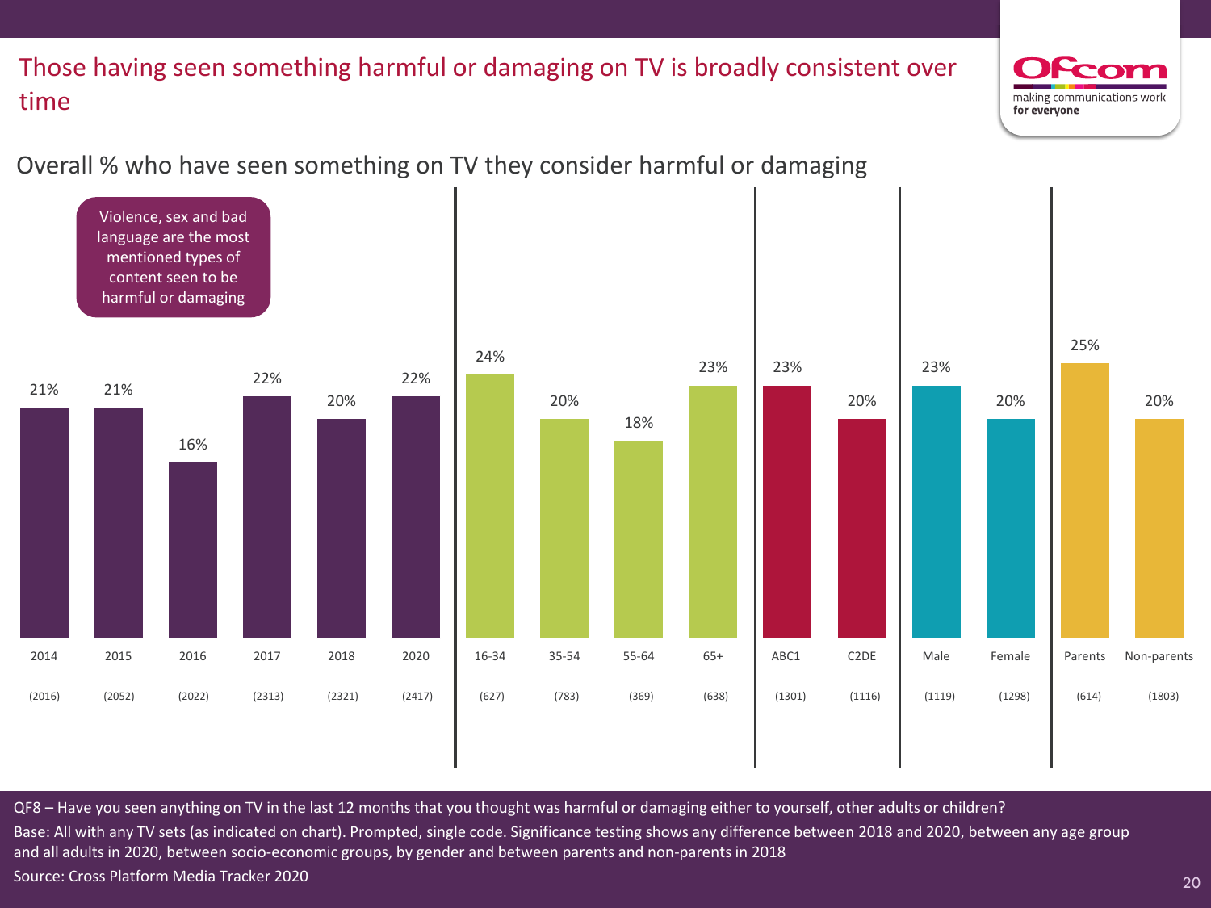# Those having seen something harmful or damaging on TV is broadly consistent over time

## Overall % who have seen something on TV they consider harmful or damaging

Violence, sex and bad language are the most mentioned types of content seen to be harmful or damaging

| 2014 | 2015 | 2016 | 2017 | 2018 | 2020 | 16-34 | 35-54 | 55-64 | 65+ | ABC1 | C2DE | Male | Female | Parents | Non-parents |
|---|---|---|---|---|---|---|---|---|---|---|---|---|---|---|---|
| (2016) | (2052) | (2022) | (2313) | (2321) | (2417) | (627) | (783) | (369) | (638) | (1301) | (1116) | (1119) | (1298) | (614) | (1803) |
| 21% | 21% | 16% | 22% | 20% | 22% | 24% | 20% | 18% | 23% | 23% | 20% | 23% | 20% | 25% | 20% |

QF8 – Have you seen anything on TV in the last 12 months that you thought was harmful or damaging either to yourself, other adults or children?

Base: All with any TV sets (as indicated on chart). Prompted, single code. Significance testing shows any difference between 2018 and 2020, between any age group and all adults in 2020, between socio-economic groups, by gender and between parents and non-parents in 2018

Source: Cross Platform Media Tracker 2020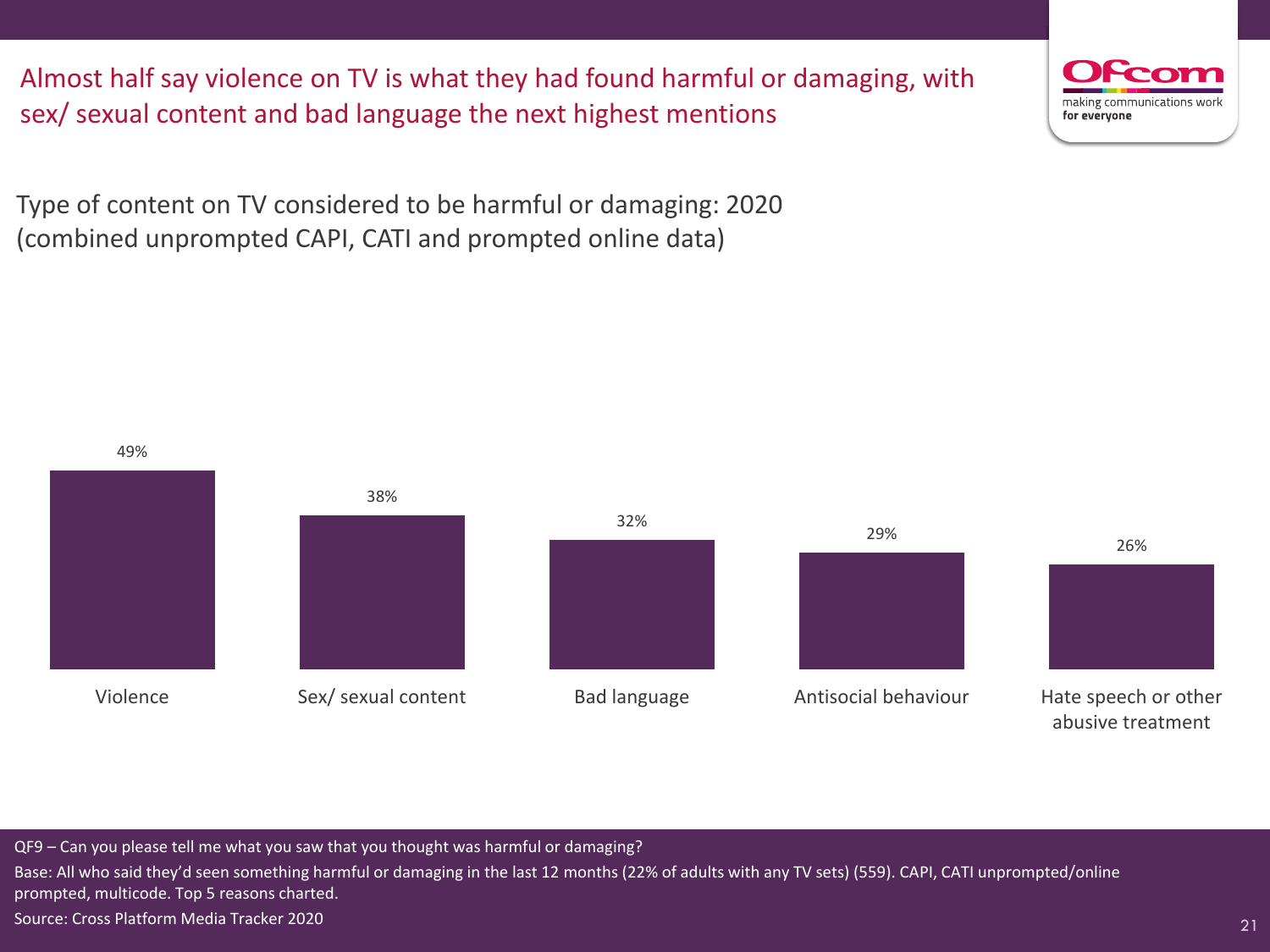# Almost half say violence on TV is what they had found harmful or damaging, with sex/ sexual content and bad language the next highest mentions

Type of content on TV considered to be harmful or damaging: 2020
(combined unprompted CAPI, CATI and prompted online data)

| Type of content | % |
| --- | --- |
| Violence | 49% |
| Sex/ sexual content | 38% |
| Bad language | 32% |
| Antisocial behaviour | 29% |
| Hate speech or other abusive treatment | 26% |

QF9 – Can you please tell me what you saw that you thought was harmful or damaging?

Base: All who said they'd seen something harmful or damaging in the last 12 months (22% of adults with any TV sets) (559). CAPI, CATI unprompted/online prompted, multicode. Top 5 reasons charted.

Source: Cross Platform Media Tracker 2020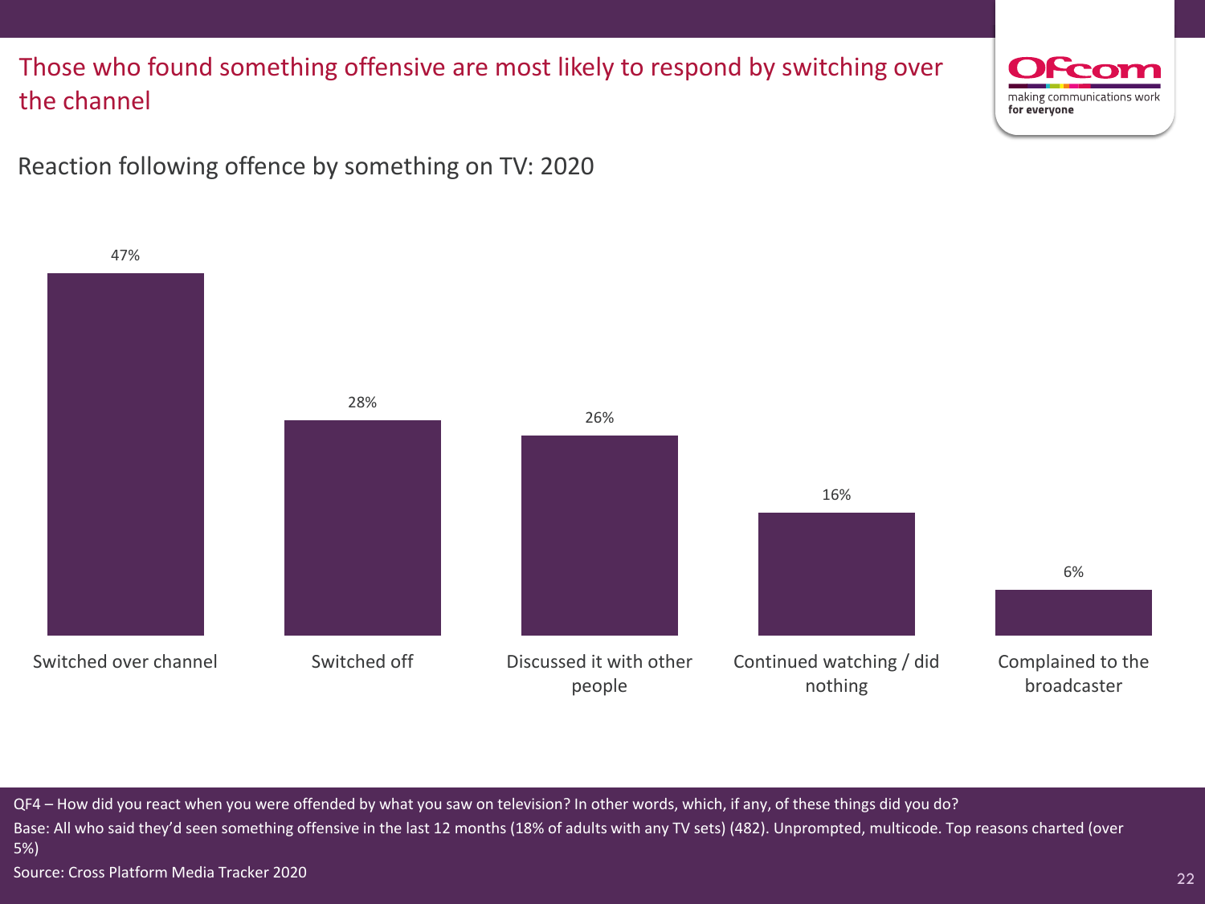# Those who found something offensive are most likely to respond by switching over the channel

## Reaction following offence by something on TV: 2020

| Reaction | % |
| --- | --- |
| Switched over channel | 47% |
| Switched off | 28% |
| Discussed it with other people | 26% |
| Continued watching / did nothing | 16% |
| Complained to the broadcaster | 6% |

QF4 – How did you react when you were offended by what you saw on television? In other words, which, if any, of these things did you do?

Base: All who said they'd seen something offensive in the last 12 months (18% of adults with any TV sets) (482). Unprompted, multicode. Top reasons charted (over 5%)

Source: Cross Platform Media Tracker 2020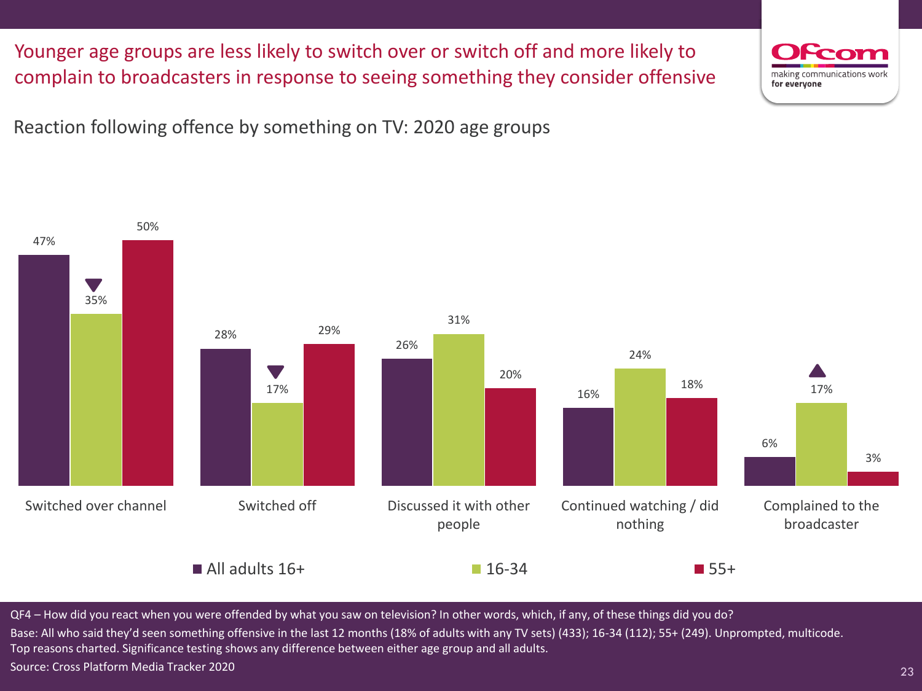# Younger age groups are less likely to switch over or switch off and more likely to complain to broadcasters in response to seeing something they consider offensive

## Reaction following offence by something on TV: 2020 age groups

| | All adults 16+ | 16-34 | 55+ |
|---|---|---|---|
| Switched over channel | 47% | 35% ▼ | 50% |
| Switched off | 28% | 17% ▼ | 29% |
| Discussed it with other people | 26% | 31% | 20% |
| Continued watching / did nothing | 16% | 24% | 18% |
| Complained to the broadcaster | 6% | 17% ▲ | 3% |

QF4 – How did you react when you were offended by what you saw on television? In other words, which, if any, of these things did you do?

Base: All who said they'd seen something offensive in the last 12 months (18% of adults with any TV sets) (433); 16-34 (112); 55+ (249). Unprompted, multicode. Top reasons charted. Significance testing shows any difference between either age group and all adults.

Source: Cross Platform Media Tracker 2020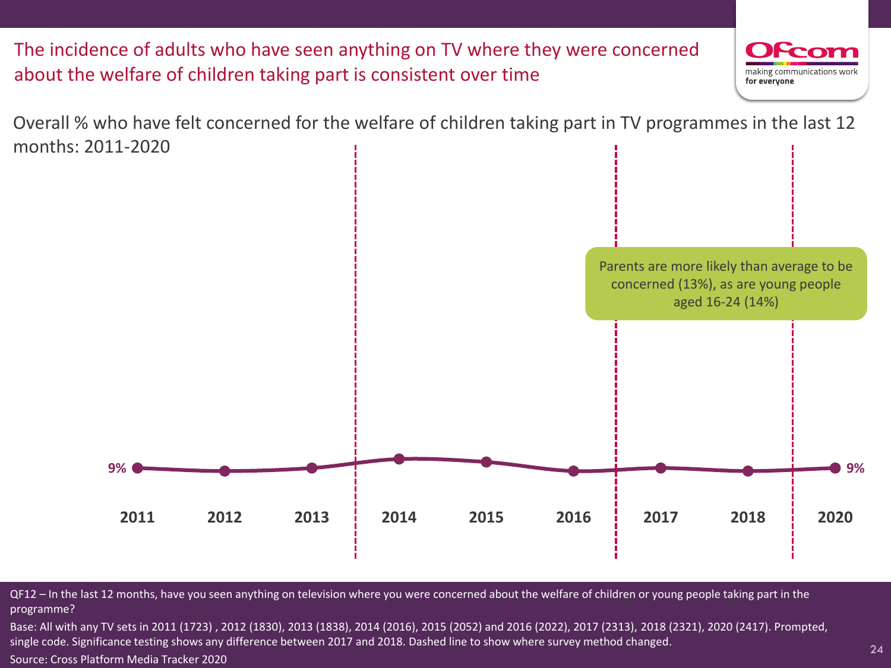# The incidence of adults who have seen anything on TV where they were concerned about the welfare of children taking part is consistent over time

Overall % who have felt concerned for the welfare of children taking part in TV programmes in the last 12 months: 2011-2020

| 2011 | 2012 | 2013 | 2014 | 2015 | 2016 | 2017 | 2018 | 2020 |
|---|---|---|---|---|---|---|---|---|
| 9% | | | | | | | | 9% |

Parents are more likely than average to be concerned (13%), as are young people aged 16-24 (14%)

QF12 – In the last 12 months, have you seen anything on television where you were concerned about the welfare of children or young people taking part in the programme?

Base: All with any TV sets in 2011 (1723) , 2012 (1830), 2013 (1838), 2014 (2016), 2015 (2052) and 2016 (2022), 2017 (2313), 2018 (2321), 2020 (2417). Prompted, single code. Significance testing shows any difference between 2017 and 2018. Dashed line to show where survey method changed.

Source: Cross Platform Media Tracker 2020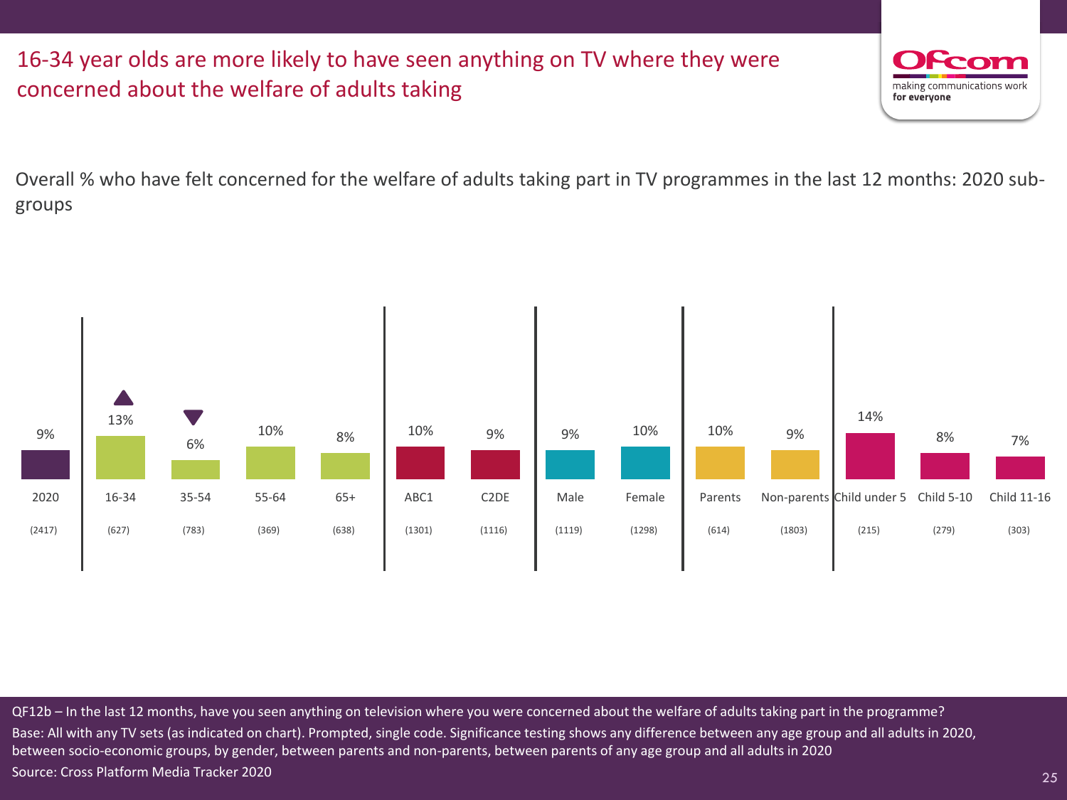# 16-34 year olds are more likely to have seen anything on TV where they were concerned about the welfare of adults taking

Overall % who have felt concerned for the welfare of adults taking part in TV programmes in the last 12 months: 2020 sub-groups

| Group | % | Base |
|---|---|---|
| 2020 | 9% | (2417) |
| 16-34 | 13% ▲ | (627) |
| 35-54 | 6% ▼ | (783) |
| 55-64 | 10% | (369) |
| 65+ | 8% | (638) |
| ABC1 | 10% | (1301) |
| C2DE | 9% | (1116) |
| Male | 9% | (1119) |
| Female | 10% | (1298) |
| Parents | 10% | (614) |
| Non-parents | 9% | (1803) |
| Child under 5 | 14% | (215) |
| Child 5-10 | 8% | (279) |
| Child 11-16 | 7% | (303) |

QF12b – In the last 12 months, have you seen anything on television where you were concerned about the welfare of adults taking part in the programme?
Base: All with any TV sets (as indicated on chart). Prompted, single code. Significance testing shows any difference between any age group and all adults in 2020, between socio-economic groups, by gender, between parents and non-parents, between parents of any age group and all adults in 2020
Source: Cross Platform Media Tracker 2020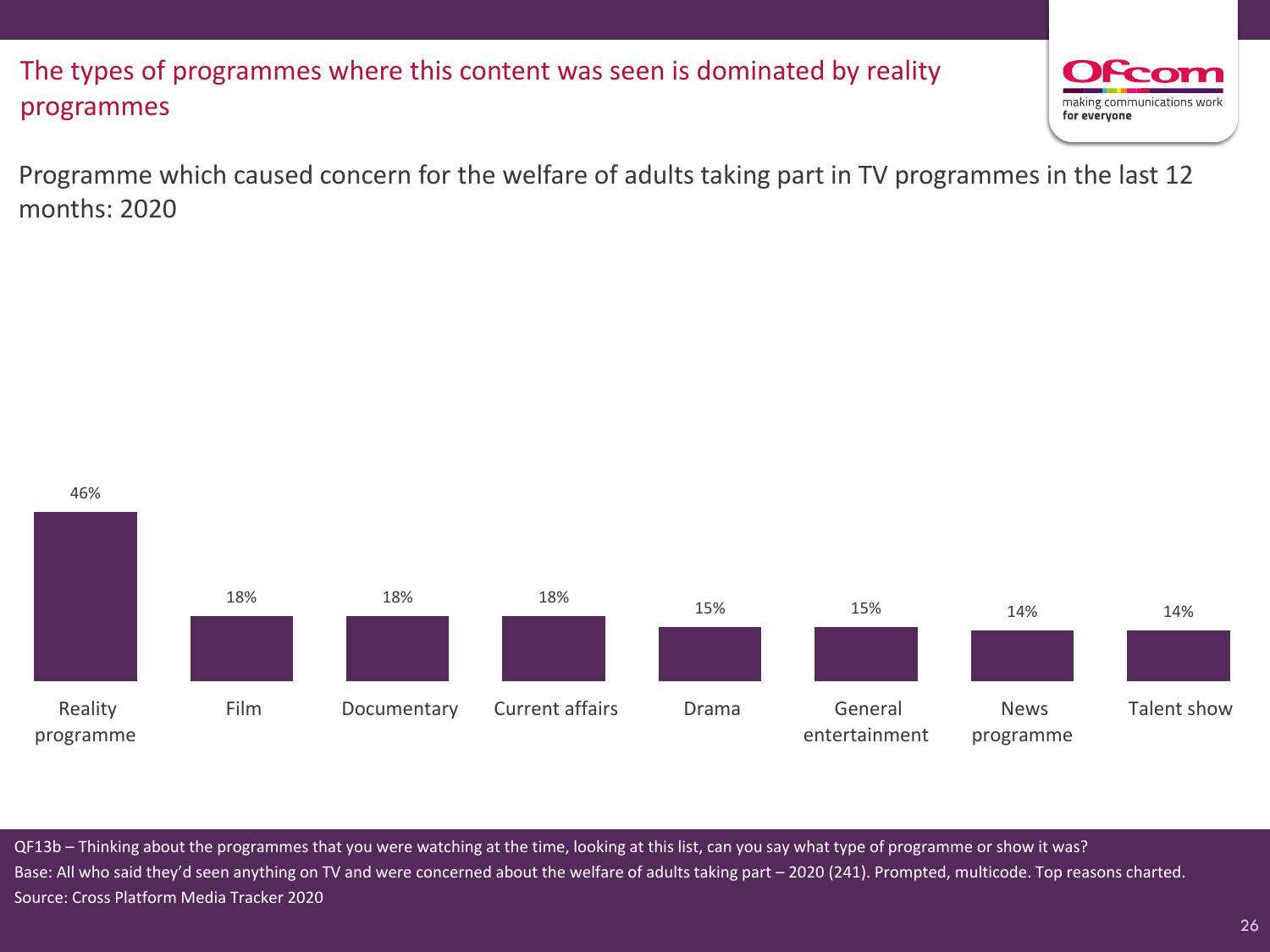## The types of programmes where this content was seen is dominated by reality programmes

Programme which caused concern for the welfare of adults taking part in TV programmes in the last 12 months: 2020

| Programme type | 2020 |
| --- | --- |
| Reality programme | 46% |
| Film | 18% |
| Documentary | 18% |
| Current affairs | 18% |
| Drama | 15% |
| General entertainment | 15% |
| News programme | 14% |
| Talent show | 14% |

QF13b – Thinking about the programmes that you were watching at the time, looking at this list, can you say what type of programme or show it was?
Base: All who said they'd seen anything on TV and were concerned about the welfare of adults taking part – 2020 (241). Prompted, multicode. Top reasons charted.
Source: Cross Platform Media Tracker 2020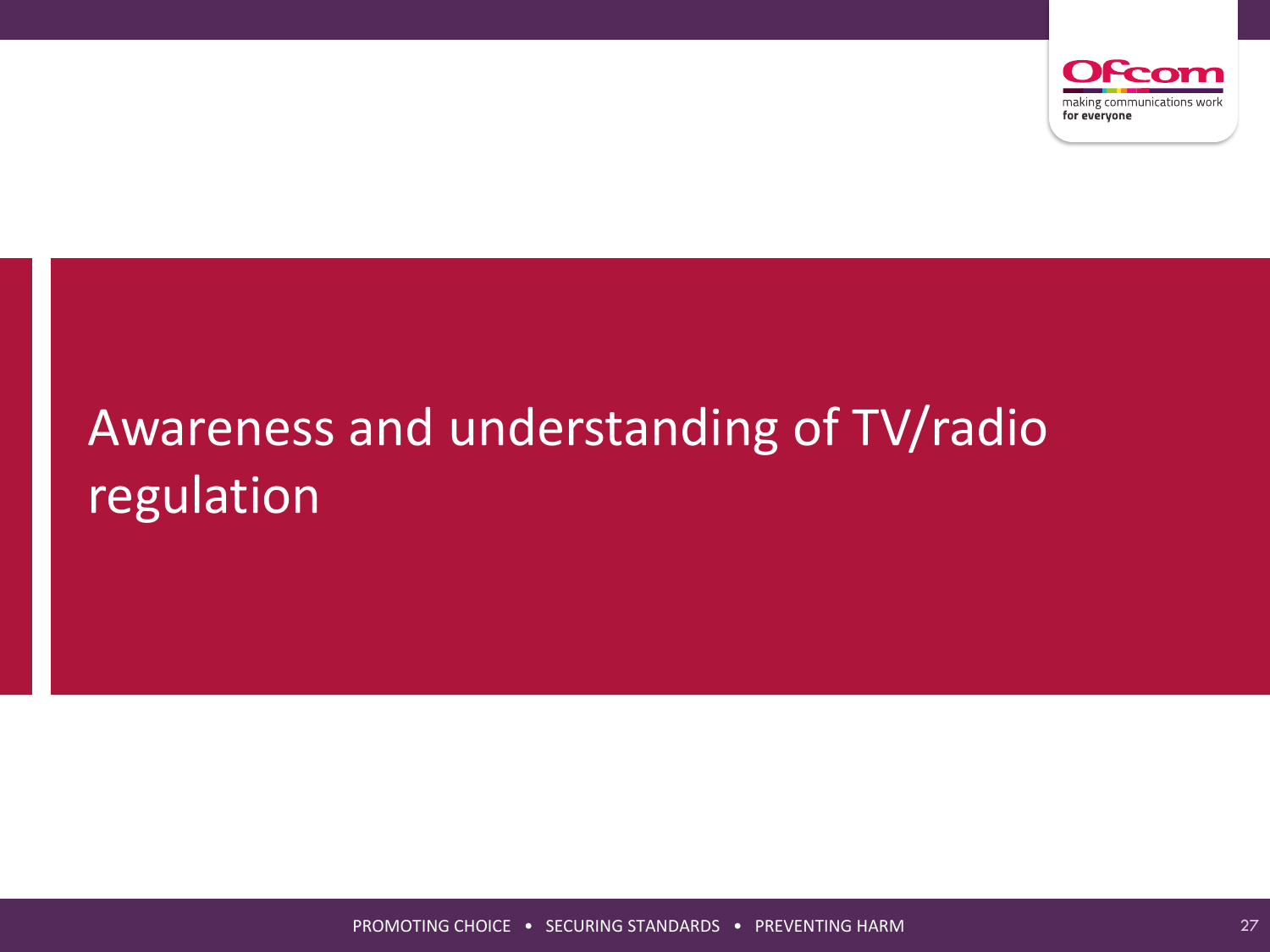# Awareness and understanding of TV/radio regulation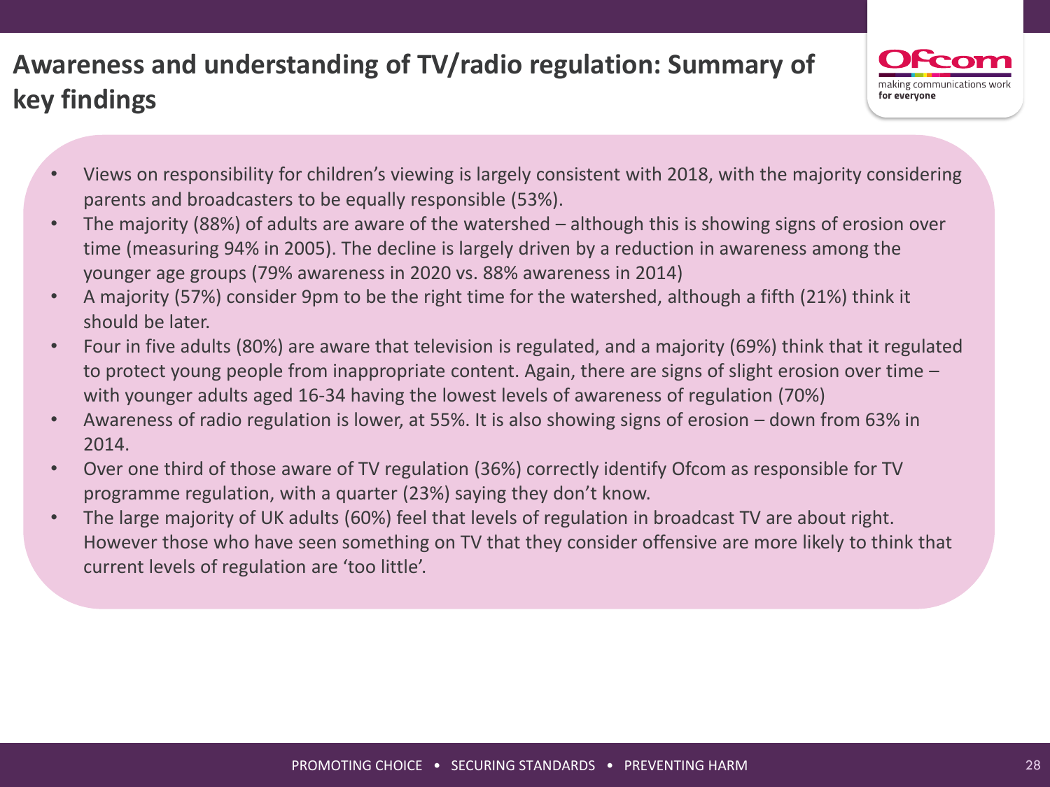# Awareness and understanding of TV/radio regulation: Summary of key findings

- Views on responsibility for children's viewing is largely consistent with 2018, with the majority considering parents and broadcasters to be equally responsible (53%).
- The majority (88%) of adults are aware of the watershed – although this is showing signs of erosion over time (measuring 94% in 2005). The decline is largely driven by a reduction in awareness among the younger age groups (79% awareness in 2020 vs. 88% awareness in 2014)
- A majority (57%) consider 9pm to be the right time for the watershed, although a fifth (21%) think it should be later.
- Four in five adults (80%) are aware that television is regulated, and a majority (69%) think that it regulated to protect young people from inappropriate content. Again, there are signs of slight erosion over time – with younger adults aged 16-34 having the lowest levels of awareness of regulation (70%)
- Awareness of radio regulation is lower, at 55%. It is also showing signs of erosion – down from 63% in 2014.
- Over one third of those aware of TV regulation (36%) correctly identify Ofcom as responsible for TV programme regulation, with a quarter (23%) saying they don't know.
- The large majority of UK adults (60%) feel that levels of regulation in broadcast TV are about right. However those who have seen something on TV that they consider offensive are more likely to think that current levels of regulation are 'too little'.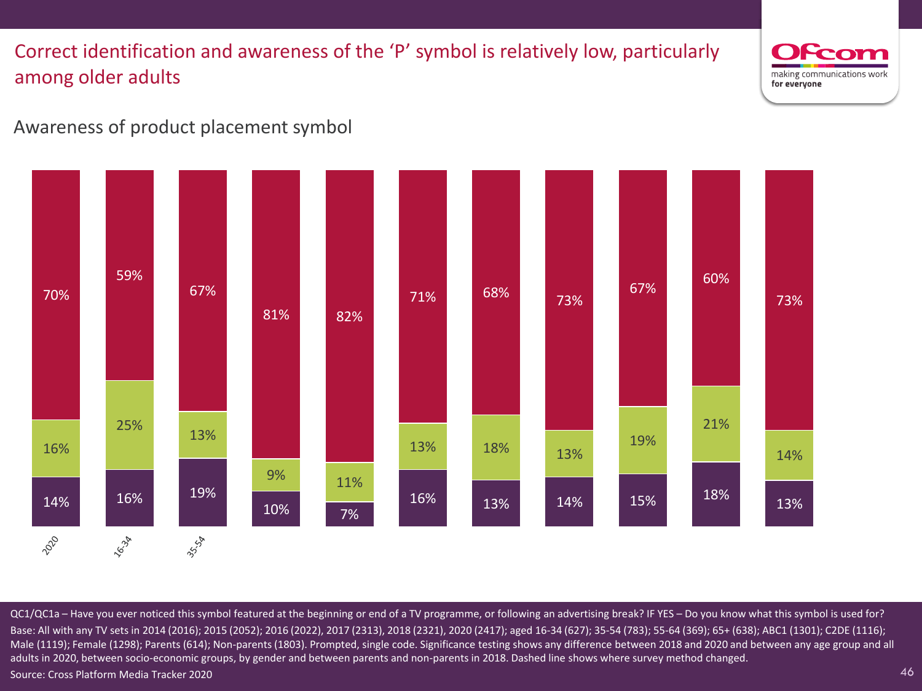# Correct identification and awareness of the 'P' symbol is relatively low, particularly among older adults

## Awareness of product placement symbol

70% 16% 14%
59% 25% 16%
67% 13% 19%
81% 9% 10%
82% 11% 7%
71% 13% 16%
68% 18% 13%
73% 13% 14%
67% 19% 15%
60% 21% 18%
73% 14% 13%

2020
16-34
35-54

QC1/QC1a – Have you ever noticed this symbol featured at the beginning or end of a TV programme, or following an advertising break? IF YES – Do you know what this symbol is used for?
Base: All with any TV sets in 2014 (2016); 2015 (2052); 2016 (2022), 2017 (2313), 2018 (2321), 2020 (2417); aged 16-34 (627); 35-54 (783); 55-64 (369); 65+ (638); ABC1 (1301); C2DE (1116); Male (1119); Female (1298); Parents (614); Non-parents (1803). Prompted, single code. Significance testing shows any difference between 2018 and 2020 and between any age group and all adults in 2020, between socio-economic groups, by gender and between parents and non-parents in 2018. Dashed line shows where survey method changed.
Source: Cross Platform Media Tracker 2020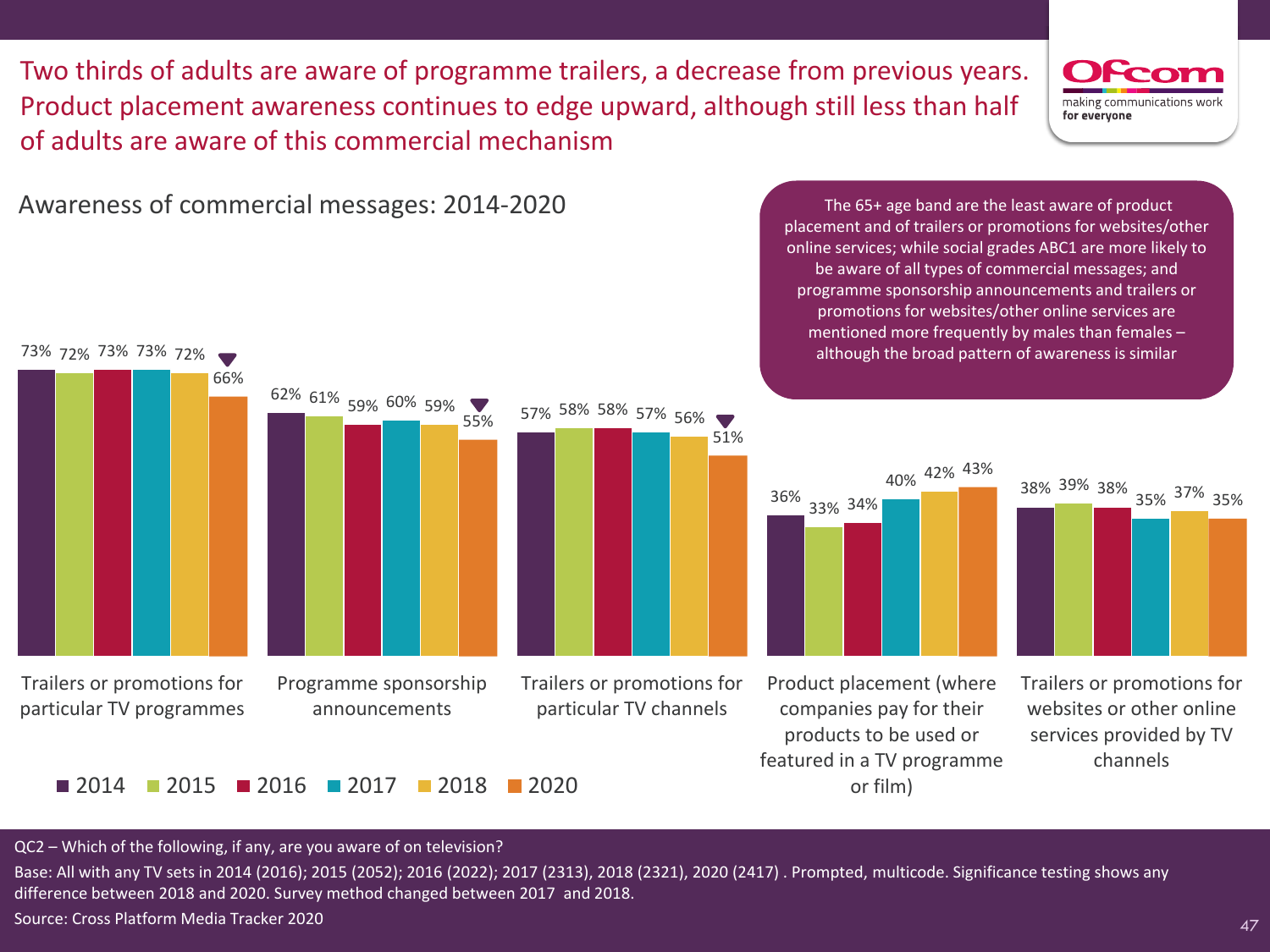# Two thirds of adults are aware of programme trailers, a decrease from previous years. Product placement awareness continues to edge upward, although still less than half of adults are aware of this commercial mechanism

## Awareness of commercial messages: 2014-2020

The 65+ age band are the least aware of product placement and of trailers or promotions for websites/other online services; while social grades ABC1 are more likely to be aware of all types of commercial messages; and programme sponsorship announcements and trailers or promotions for websites/other online services are mentioned more frequently by males than females – although the broad pattern of awareness is similar

| | 2014 | 2015 | 2016 | 2017 | 2018 | 2020 |
|---|---|---|---|---|---|---|
| Trailers or promotions for particular TV programmes | 73% | 72% | 73% | 73% | 72% | 66% ▼ |
| Programme sponsorship announcements | 62% | 61% | 59% | 60% | 59% | 55% ▼ |
| Trailers or promotions for particular TV channels | 57% | 58% | 58% | 57% | 56% | 51% ▼ |
| Product placement (where companies pay for their products to be used or featured in a TV programme or film) | 36% | 33% | 34% | 40% | 42% | 43% |
| Trailers or promotions for websites or other online services provided by TV channels | 38% | 39% | 38% | 35% | 37% | 35% |

QC2 – Which of the following, if any, are you aware of on television?

Base: All with any TV sets in 2014 (2016); 2015 (2052); 2016 (2022); 2017 (2313), 2018 (2321), 2020 (2417) . Prompted, multicode. Significance testing shows any difference between 2018 and 2020. Survey method changed between 2017 and 2018.

Source: Cross Platform Media Tracker 2020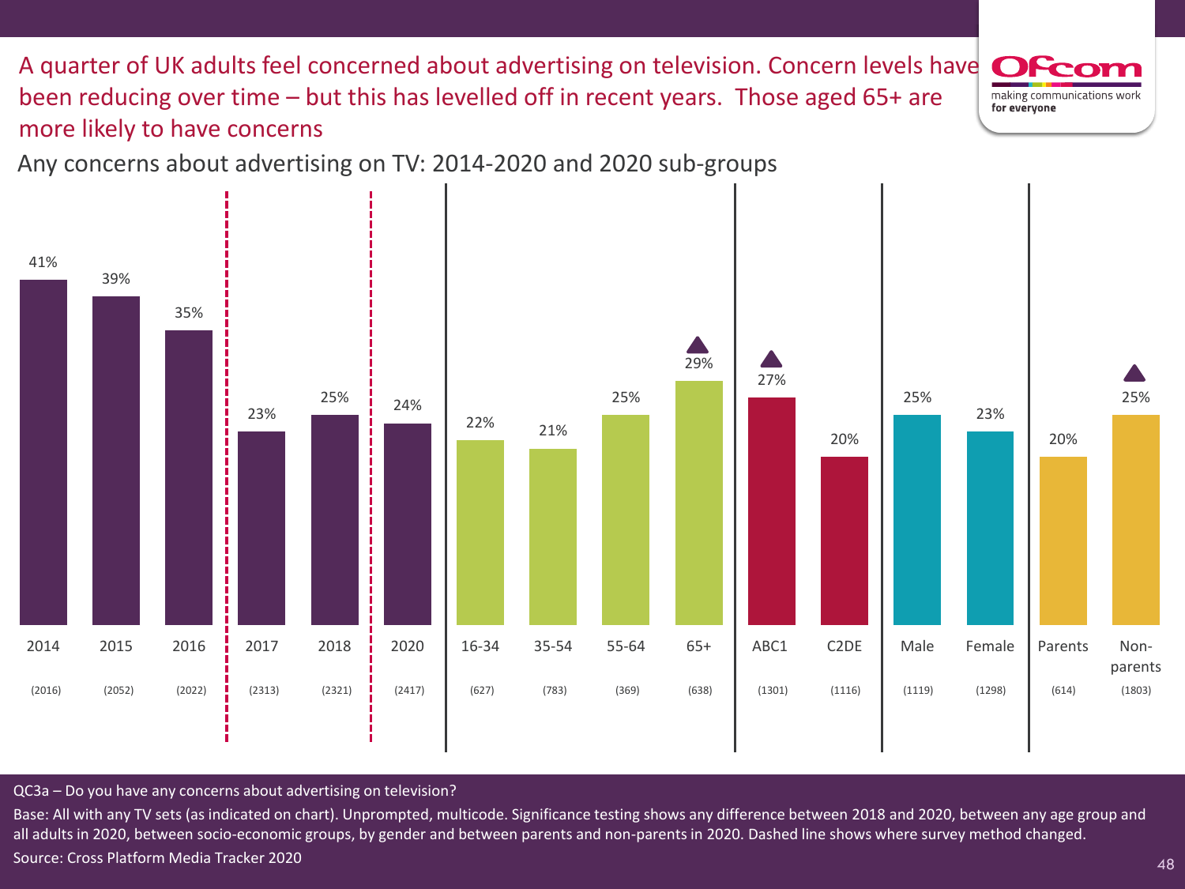# A quarter of UK adults feel concerned about advertising on television. Concern levels have been reducing over time – but this has levelled off in recent years. Those aged 65+ are more likely to have concerns

Any concerns about advertising on TV: 2014-2020 and 2020 sub-groups

| | 2014 | 2015 | 2016 | 2017 | 2018 | 2020 | 16-34 | 35-54 | 55-64 | 65+ | ABC1 | C2DE | Male | Female | Parents | Non-parents |
|---|---|---|---|---|---|---|---|---|---|---|---|---|---|---|---|---|
| Any concerns | 41% | 39% | 35% | 23% | 25% | 24% | 22% | 21% | 25% | 29% ▲ | 27% ▲ | 20% | 25% | 23% | 20% | 25% ▲ |
| Base | (2016) | (2052) | (2022) | (2313) | (2321) | (2417) | (627) | (783) | (369) | (638) | (1301) | (1116) | (1119) | (1298) | (614) | (1803) |

QC3a – Do you have any concerns about advertising on television?

Base: All with any TV sets (as indicated on chart). Unprompted, multicode. Significance testing shows any difference between 2018 and 2020, between any age group and all adults in 2020, between socio-economic groups, by gender and between parents and non-parents in 2020. Dashed line shows where survey method changed.

Source: Cross Platform Media Tracker 2020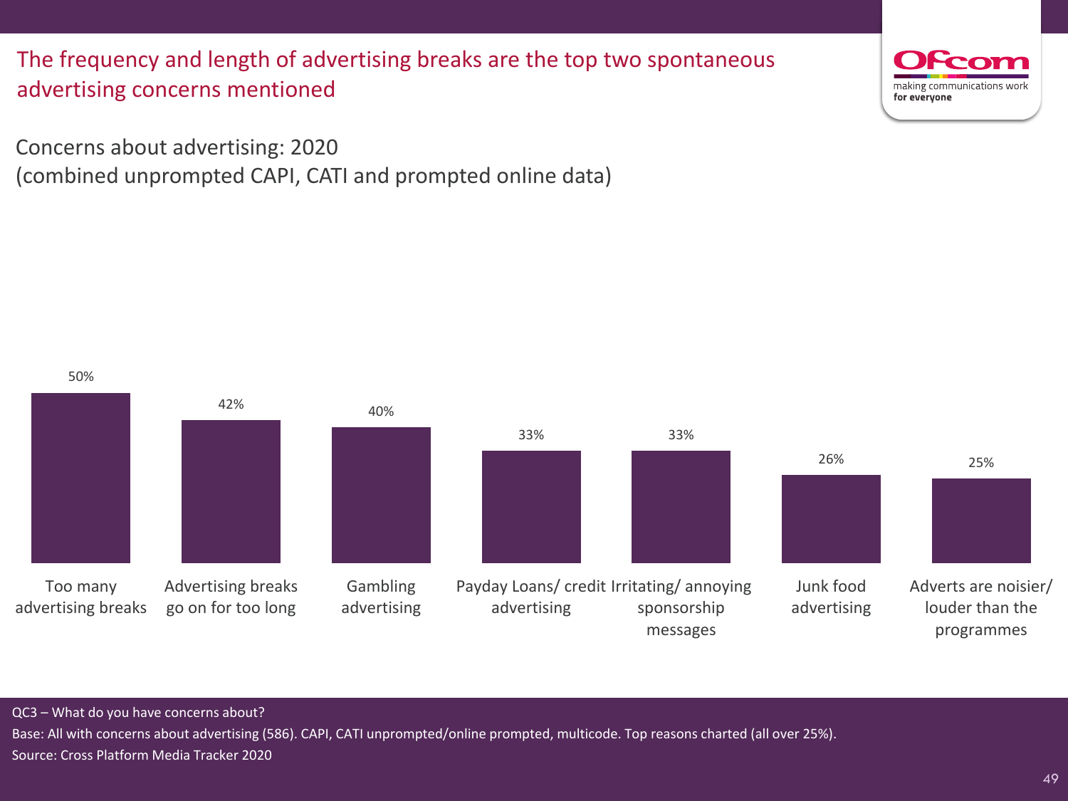# The frequency and length of advertising breaks are the top two spontaneous advertising concerns mentioned

Concerns about advertising: 2020
(combined unprompted CAPI, CATI and prompted online data)

| Concern | % |
|---|---|
| Too many advertising breaks | 50% |
| Advertising breaks go on for too long | 42% |
| Gambling advertising | 40% |
| Payday Loans/ credit advertising | 33% |
| Irritating/ annoying sponsorship messages | 33% |
| Junk food advertising | 26% |
| Adverts are noisier/ louder than the programmes | 25% |

QC3 – What do you have concerns about?
Base: All with concerns about advertising (586). CAPI, CATI unprompted/online prompted, multicode. Top reasons charted (all over 25%).
Source: Cross Platform Media Tracker 2020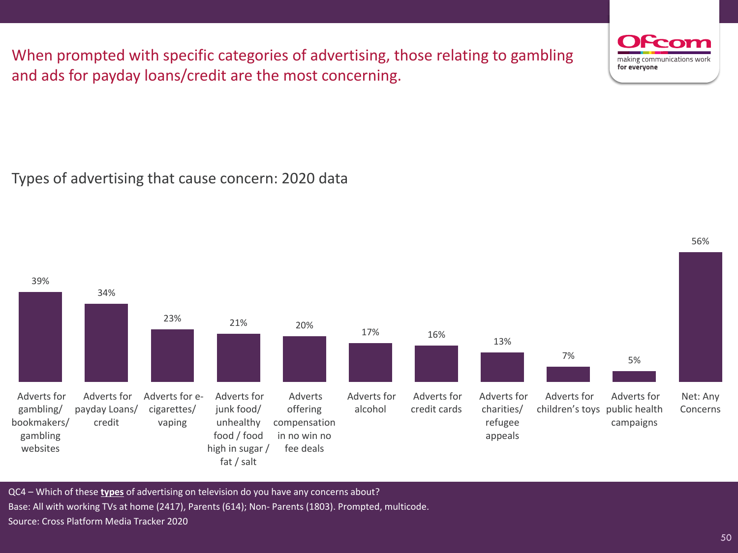# When prompted with specific categories of advertising, those relating to gambling and ads for payday loans/credit are the most concerning.

## Types of advertising that cause concern: 2020 data

| Type of advertising | % |
|---|---|
| Adverts for gambling/ bookmakers/ gambling websites | 39% |
| Adverts for payday Loans/ credit | 34% |
| Adverts for e-cigarettes/ vaping | 23% |
| Adverts for junk food/ unhealthy food / food high in sugar / fat / salt | 21% |
| Adverts offering compensation in no win no fee deals | 20% |
| Adverts for alcohol | 17% |
| Adverts for credit cards | 16% |
| Adverts for charities/ refugee appeals | 13% |
| Adverts for children's toys | 7% |
| Adverts for public health campaigns | 5% |
| Net: Any Concerns | 56% |

QC4 – Which of these **types** of advertising on television do you have any concerns about?
Base: All with working TVs at home (2417), Parents (614); Non- Parents (1803). Prompted, multicode.
Source: Cross Platform Media Tracker 2020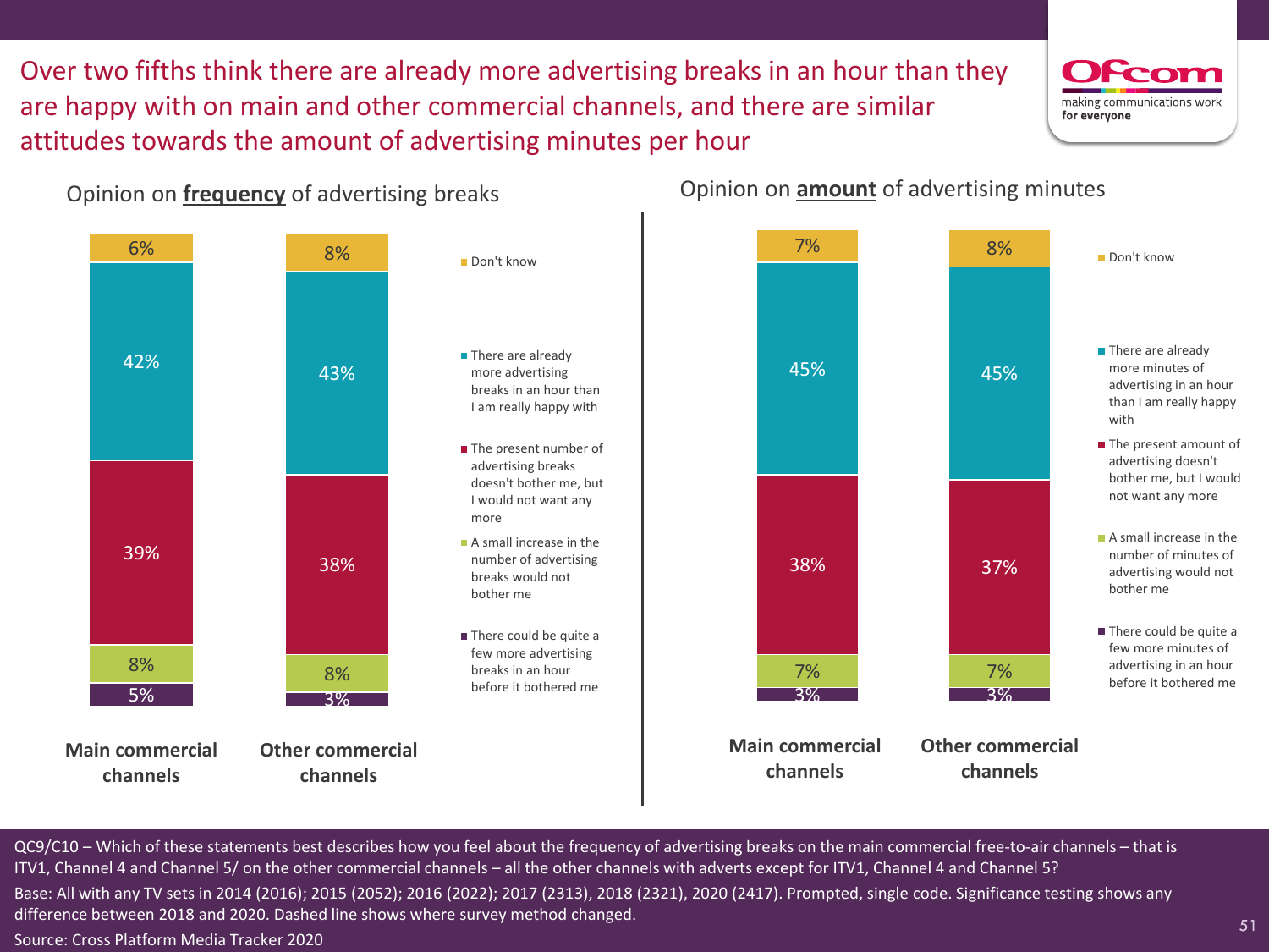# Over two fifths think there are already more advertising breaks in an hour than they are happy with on main and other commercial channels, and there are similar attitudes towards the amount of advertising minutes per hour

## Opinion on **frequency** of advertising breaks

| | Main commercial channels | Other commercial channels |
|---|---|---|
| Don't know | 6% | 8% |
| There are already more advertising breaks in an hour than I am really happy with | 42% | 43% |
| The present number of advertising breaks doesn't bother me, but I would not want any more | 39% | 38% |
| A small increase in the number of advertising breaks would not bother me | 8% | 8% |
| There could be quite a few more advertising breaks in an hour before it bothered me | 5% | 3% |

## Opinion on **amount** of advertising minutes

| | Main commercial channels | Other commercial channels |
|---|---|---|
| Don't know | 7% | 8% |
| There are already more minutes of advertising in an hour than I am really happy with | 45% | 45% |
| The present amount of advertising doesn't bother me, but I would not want any more | 38% | 37% |
| A small increase in the number of minutes of advertising would not bother me | 7% | 7% |
| There could be quite a few more minutes of advertising in an hour before it bothered me | 3% | 3% |

QC9/C10 – Which of these statements best describes how you feel about the frequency of advertising breaks on the main commercial free-to-air channels – that is ITV1, Channel 4 and Channel 5/ on the other commercial channels – all the other channels with adverts except for ITV1, Channel 4 and Channel 5?

Base: All with any TV sets in 2014 (2016); 2015 (2052); 2016 (2022); 2017 (2313), 2018 (2321), 2020 (2417). Prompted, single code. Significance testing shows any difference between 2018 and 2020. Dashed line shows where survey method changed.

Source: Cross Platform Media Tracker 2020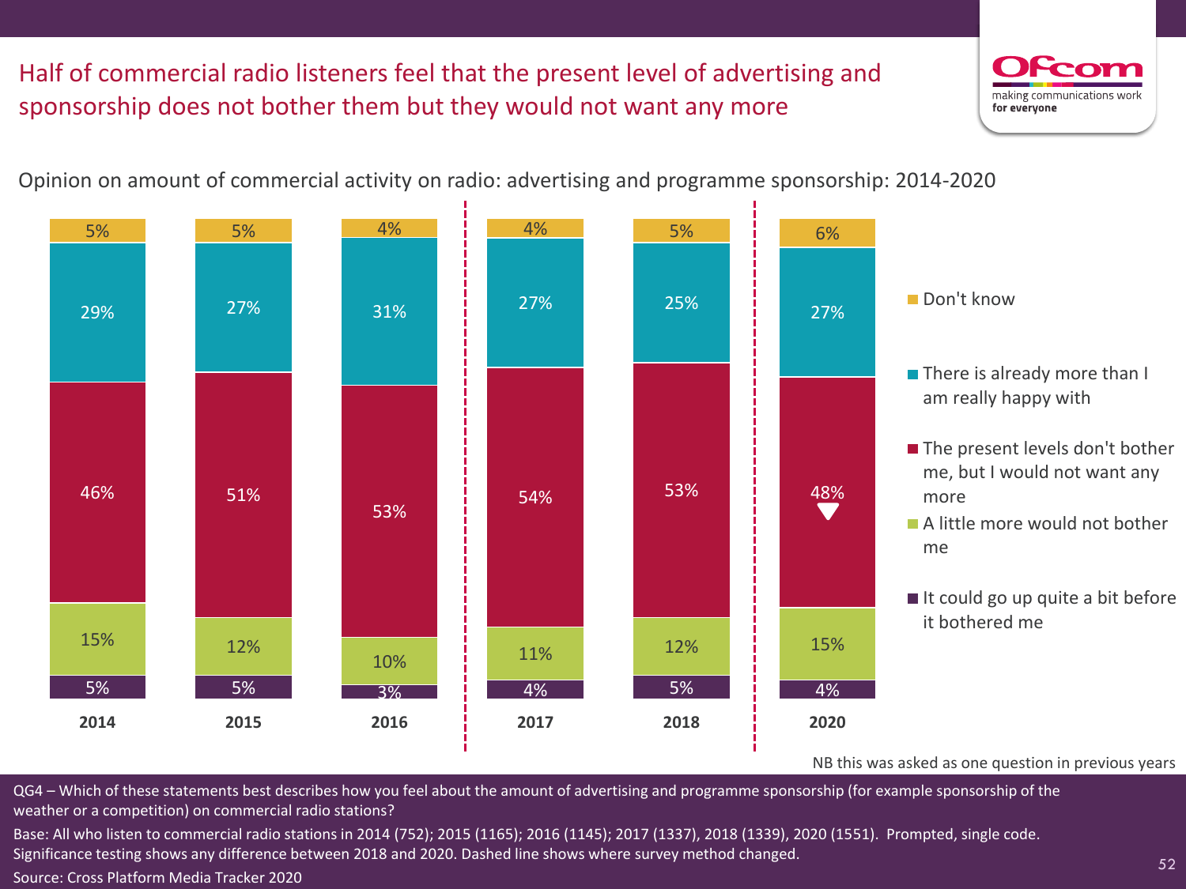# Half of commercial radio listeners feel that the present level of advertising and sponsorship does not bother them but they would not want any more

Opinion on amount of commercial activity on radio: advertising and programme sponsorship: 2014-2020

| | 2014 | 2015 | 2016 | 2017 | 2018 | 2020 |
|---|---|---|---|---|---|---|
| Don't know | 5% | 5% | 4% | 4% | 5% | 6% |
| There is already more than I am really happy with | 29% | 27% | 31% | 27% | 25% | 27% |
| The present levels don't bother me, but I would not want any more | 46% | 51% | 53% | 54% | 53% | 48% ▼ |
| A little more would not bother me | 15% | 12% | 10% | 11% | 12% | 15% |
| It could go up quite a bit before it bothered me | 5% | 5% | 3% | 4% | 5% | 4% |

NB this was asked as one question in previous years

QG4 – Which of these statements best describes how you feel about the amount of advertising and programme sponsorship (for example sponsorship of the weather or a competition) on commercial radio stations?

Base: All who listen to commercial radio stations in 2014 (752); 2015 (1165); 2016 (1145); 2017 (1337), 2018 (1339), 2020 (1551). Prompted, single code. Significance testing shows any difference between 2018 and 2020. Dashed line shows where survey method changed.

Source: Cross Platform Media Tracker 2020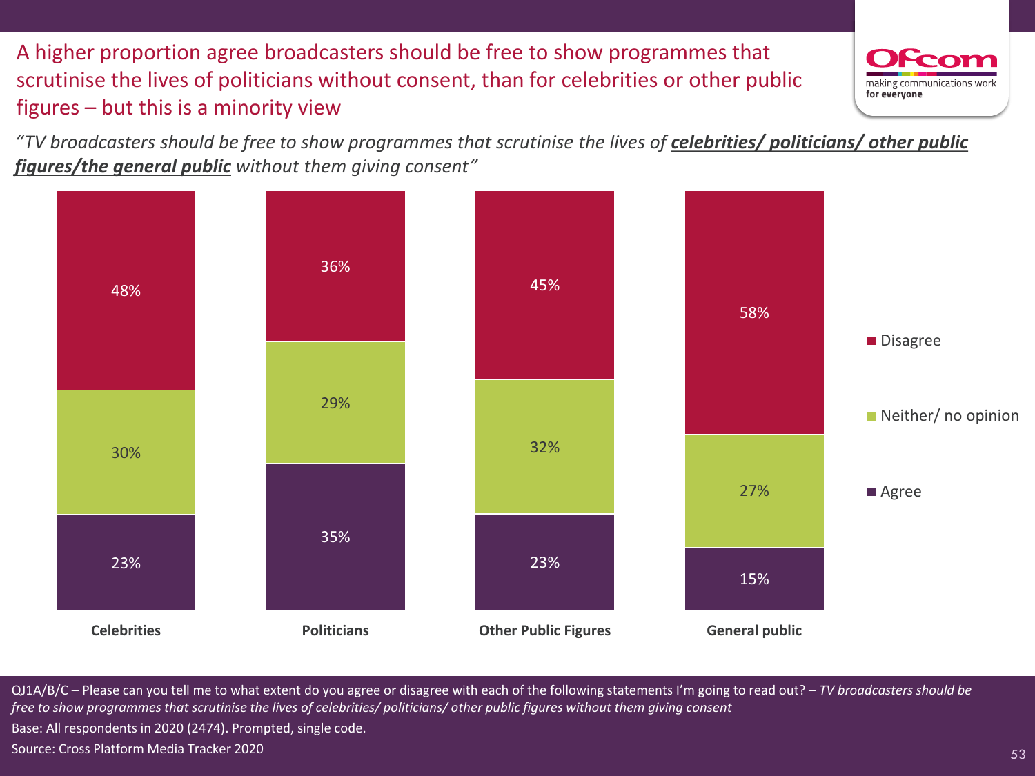# A higher proportion agree broadcasters should be free to show programmes that scrutinise the lives of politicians without consent, than for celebrities or other public figures – but this is a minority view

*"TV broadcasters should be free to show programmes that scrutinise the lives of* ***celebrities/ politicians/ other public figures/the general public*** *without them giving consent"*

| | Celebrities | Politicians | Other Public Figures | General public |
|---|---|---|---|---|
| Disagree | 48% | 36% | 45% | 58% |
| Neither/ no opinion | 30% | 29% | 32% | 27% |
| Agree | 23% | 35% | 23% | 15% |

QJ1A/B/C – Please can you tell me to what extent do you agree or disagree with each of the following statements I'm going to read out? – *TV broadcasters should be free to show programmes that scrutinise the lives of celebrities/ politicians/ other public figures without them giving consent*

Base: All respondents in 2020 (2474). Prompted, single code.

Source: Cross Platform Media Tracker 2020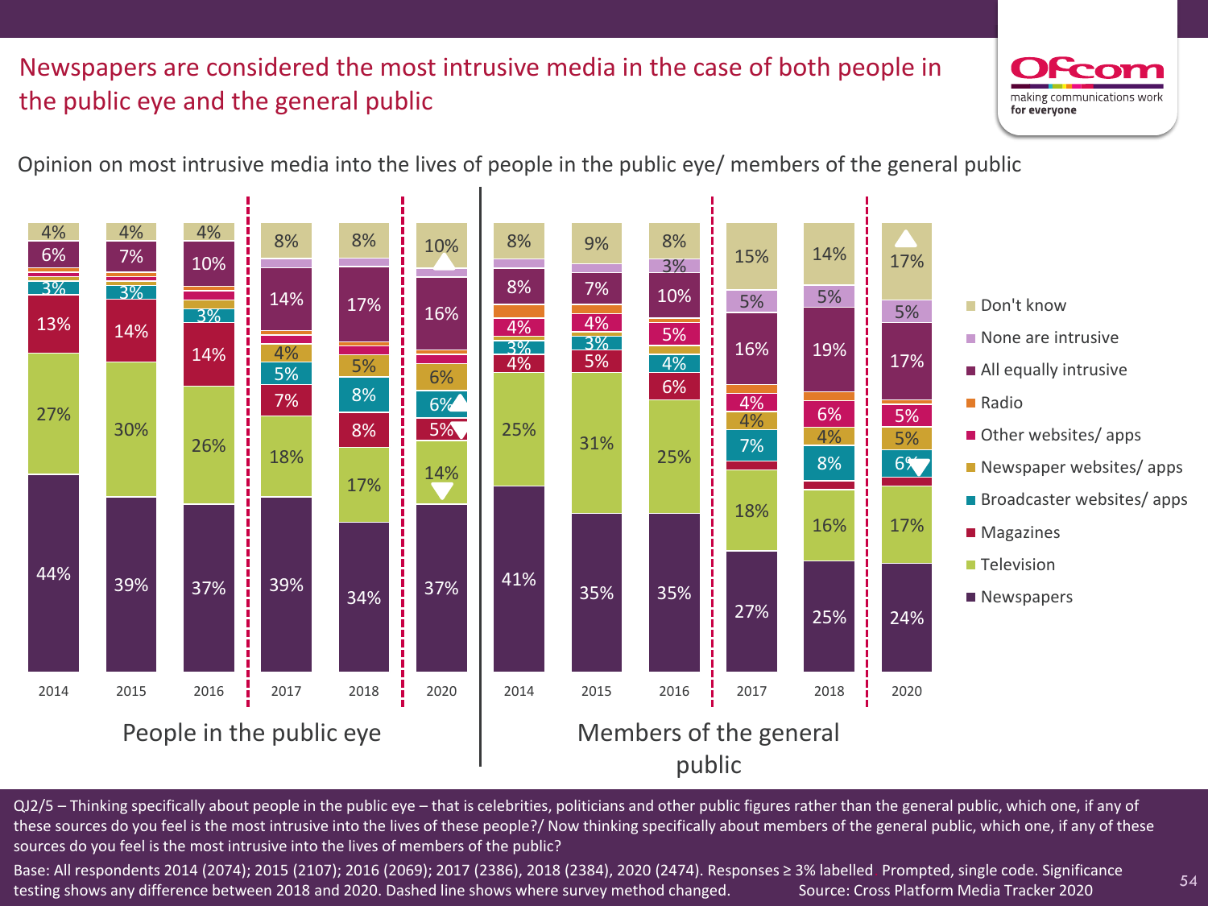# Newspapers are considered the most intrusive media in the case of both people in the public eye and the general public

Opinion on most intrusive media into the lives of people in the public eye/ members of the general public

**People in the public eye**

| | 2014 | 2015 | 2016 | 2017 | 2018 | 2020 |
|---|---|---|---|---|---|---|
| Don't know | 4% | 4% | 4% | 8% | 8% | 10% |
| None are intrusive | | | | | | |
| All equally intrusive | 6% | 7% | 10% | 14% | 17% | 16% |
| Radio | | | | | | |
| Other websites/ apps | | | | | | |
| Newspaper websites/ apps | | | 3% | 4% | 5% | 6% |
| Broadcaster websites/ apps | 3% | 3% | | 5% | 8% | 6% ▲ |
| Magazines | 13% | 14% | 14% | 7% | 8% | 5% ▼ |
| Television | 27% | 30% | 26% | 18% | 17% | 14% ▼ |
| Newspapers | 44% | 39% | 37% | 39% | 34% | 37% |

**Members of the general public**

| | 2014 | 2015 | 2016 | 2017 | 2018 | 2020 |
|---|---|---|---|---|---|---|
| Don't know | 8% | 9% | 8% | 15% | 14% | 17% ▲ |
| None are intrusive | | | 3% | 5% | 5% | 5% |
| All equally intrusive | 8% | 7% | 10% | 16% | 19% | 17% |
| Radio | | | | | | |
| Other websites/ apps | 4% | 4% | 5% | 4% | 6% | 5% |
| Newspaper websites/ apps | | | | 4% | 4% | 5% |
| Broadcaster websites/ apps | 3% | 3% | 4% | 7% | 8% | 6% ▼ |
| Magazines | 4% | 5% | 6% | | | |
| Television | 25% | 31% | 25% | 18% | 16% | 17% |
| Newspapers | 41% | 35% | 35% | 27% | 25% | 24% |

QJ2/5 – Thinking specifically about people in the public eye – that is celebrities, politicians and other public figures rather than the general public, which one, if any of these sources do you feel is the most intrusive into the lives of these people?/ Now thinking specifically about members of the general public, which one, if any of these sources do you feel is the most intrusive into the lives of members of the public?

Base: All respondents 2014 (2074); 2015 (2107); 2016 (2069); 2017 (2386), 2018 (2384), 2020 (2474). Responses ≥ 3% labelled. Prompted, single code. Significance testing shows any difference between 2018 and 2020. Dashed line shows where survey method changed. Source: Cross Platform Media Tracker 2020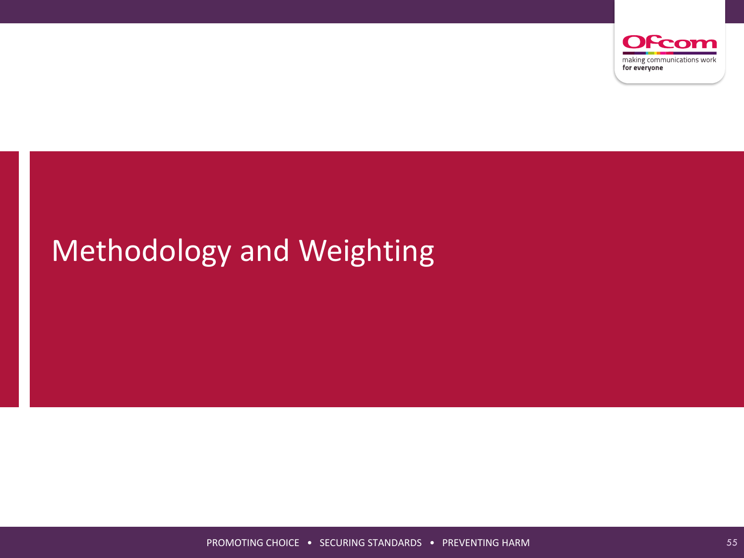# Methodology and Weighting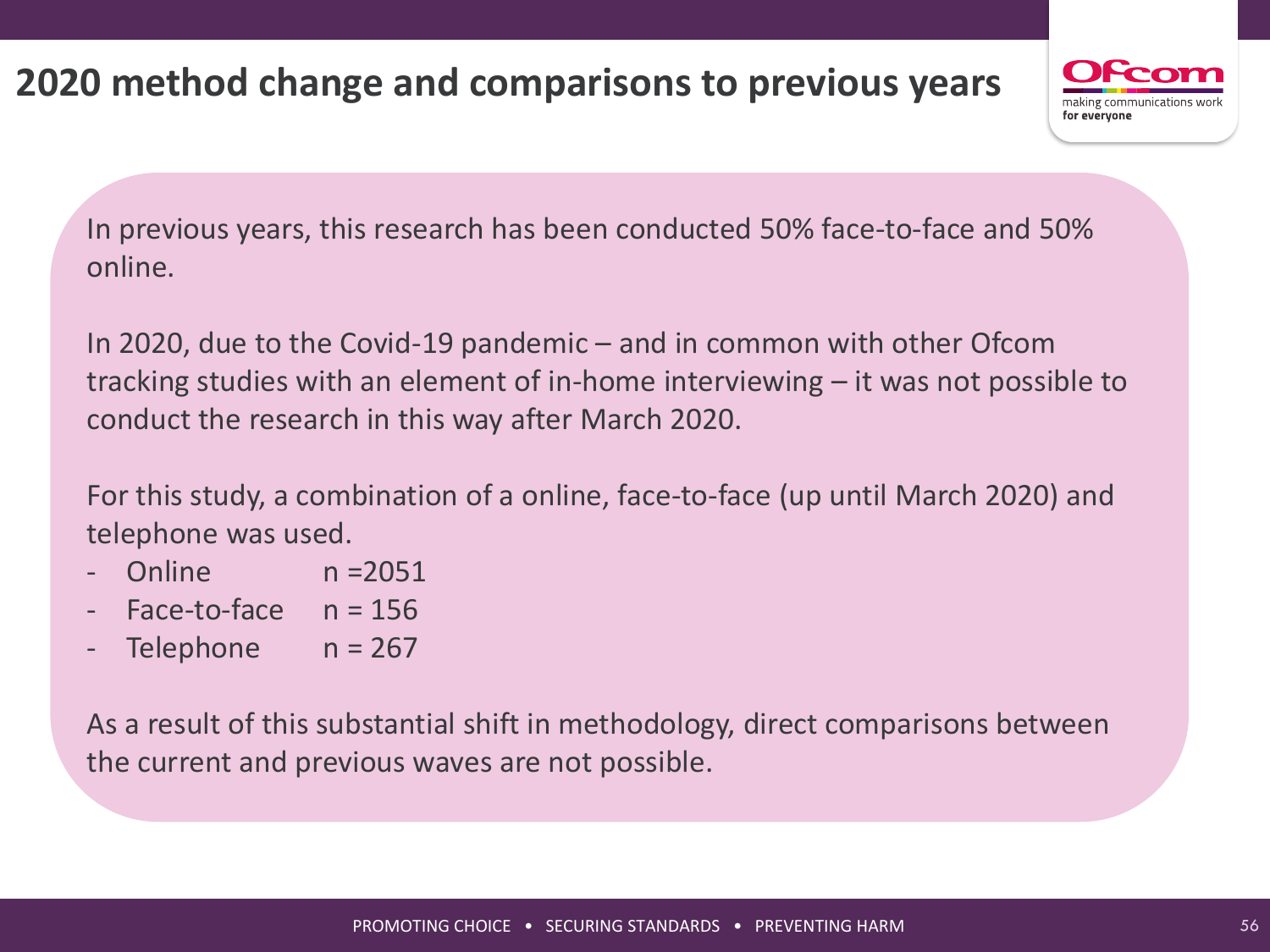# 2020 method change and comparisons to previous years

In previous years, this research has been conducted 50% face-to-face and 50% online.

In 2020, due to the Covid-19 pandemic – and in common with other Ofcom tracking studies with an element of in-home interviewing – it was not possible to conduct the research in this way after March 2020.

For this study, a combination of a online, face-to-face (up until March 2020) and telephone was used.

- Online n =2051
- Face-to-face n = 156
- Telephone n = 267

As a result of this substantial shift in methodology, direct comparisons between the current and previous waves are not possible.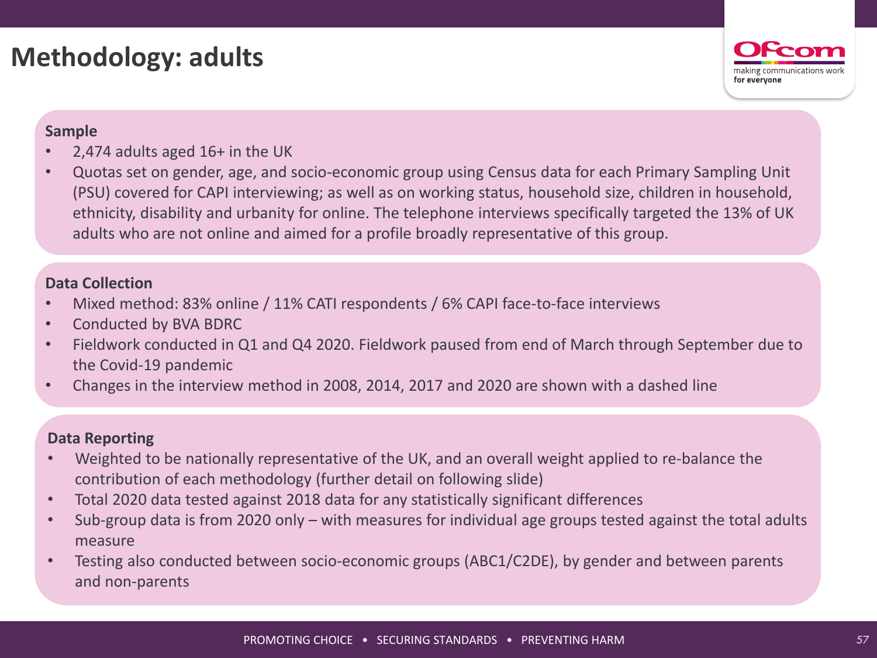# Methodology: adults

## Sample

- 2,474 adults aged 16+ in the UK
- Quotas set on gender, age, and socio-economic group using Census data for each Primary Sampling Unit (PSU) covered for CAPI interviewing; as well as on working status, household size, children in household, ethnicity, disability and urbanity for online. The telephone interviews specifically targeted the 13% of UK adults who are not online and aimed for a profile broadly representative of this group.

## Data Collection

- Mixed method: 83% online / 11% CATI respondents / 6% CAPI face-to-face interviews
- Conducted by BVA BDRC
- Fieldwork conducted in Q1 and Q4 2020. Fieldwork paused from end of March through September due to the Covid-19 pandemic
- Changes in the interview method in 2008, 2014, 2017 and 2020 are shown with a dashed line

## Data Reporting

- Weighted to be nationally representative of the UK, and an overall weight applied to re-balance the contribution of each methodology (further detail on following slide)
- Total 2020 data tested against 2018 data for any statistically significant differences
- Sub-group data is from 2020 only – with measures for individual age groups tested against the total adults measure
- Testing also conducted between socio-economic groups (ABC1/C2DE), by gender and between parents and non-parents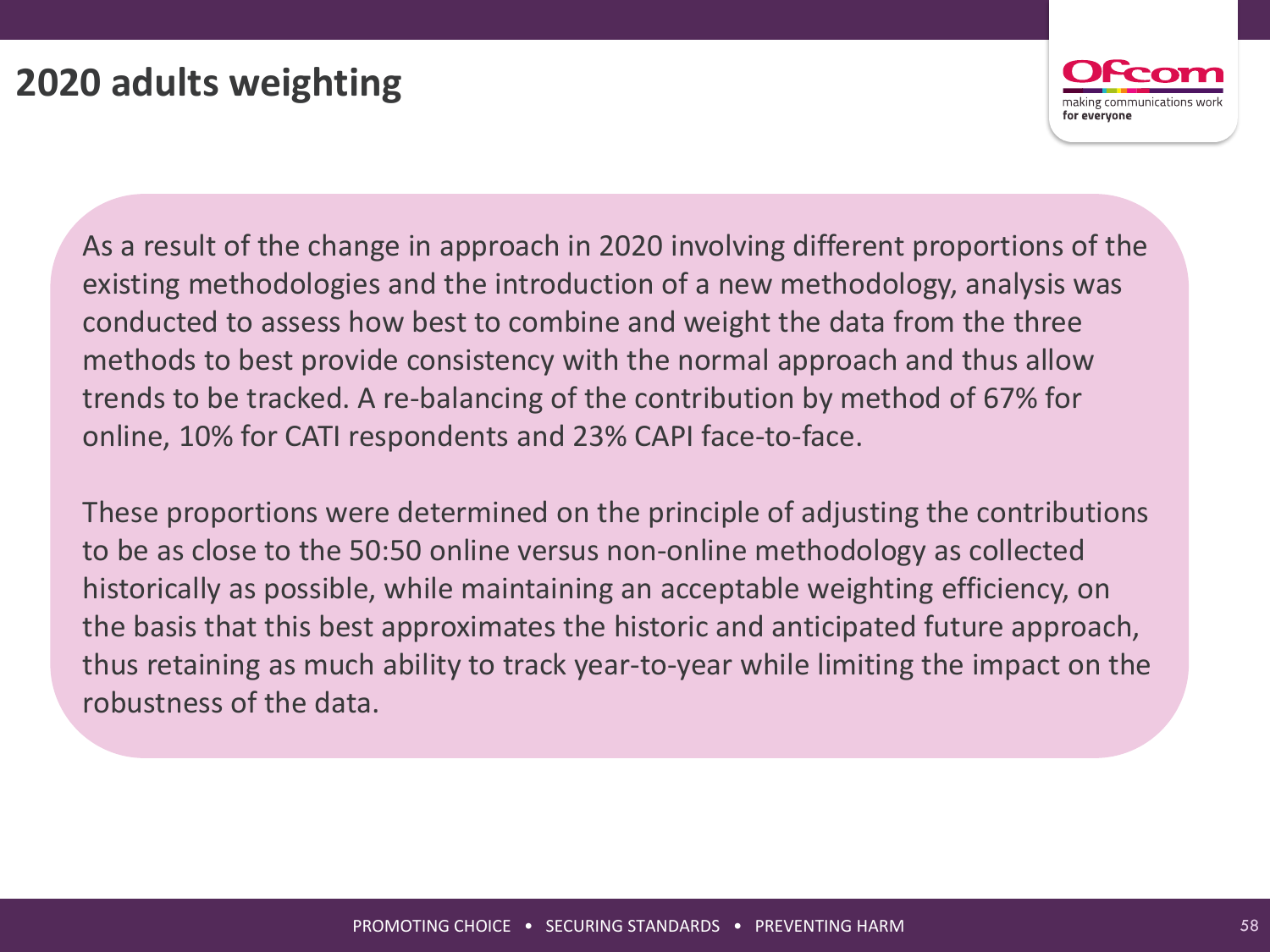# 2020 adults weighting

As a result of the change in approach in 2020 involving different proportions of the existing methodologies and the introduction of a new methodology, analysis was conducted to assess how best to combine and weight the data from the three methods to best provide consistency with the normal approach and thus allow trends to be tracked. A re-balancing of the contribution by method of 67% for online, 10% for CATI respondents and 23% CAPI face-to-face.

These proportions were determined on the principle of adjusting the contributions to be as close to the 50:50 online versus non-online methodology as collected historically as possible, while maintaining an acceptable weighting efficiency, on the basis that this best approximates the historic and anticipated future approach, thus retaining as much ability to track year-to-year while limiting the impact on the robustness of the data.